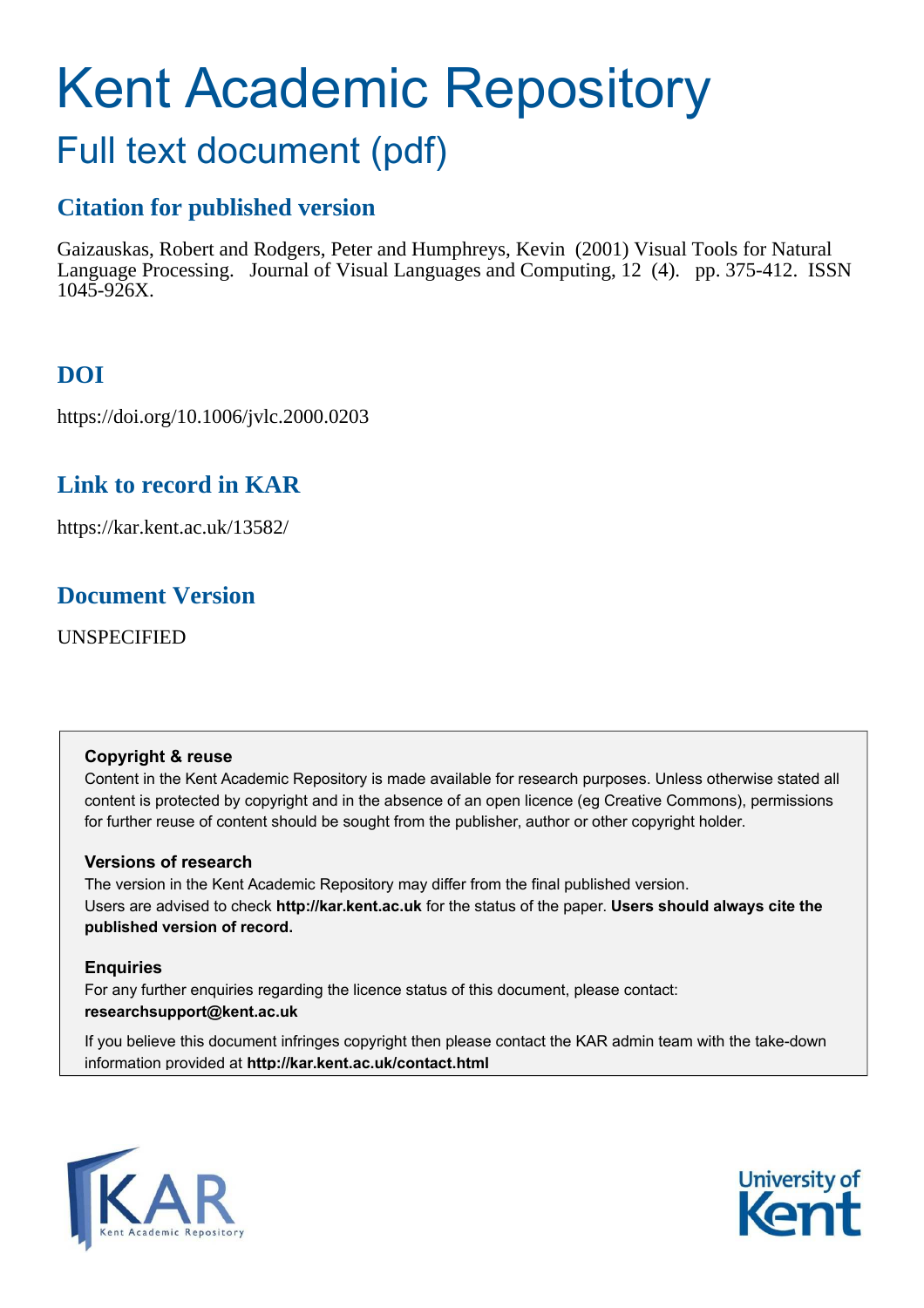# Kent Academic Repository

## Full text document (pdf)

### Citation for published version

Gaizauskas, Robert and Rodgers, Peter and Humphreys, Kevin (2001) Visual Tools for Natural Language Processing. Journal of Visual Languages and Computing, 12 (4). pp. 375-412. ISSN 1045-926X.

### DOI

https://doi.org/10.1006/jvlc.2000.0203

### Link to record in KAR

https://kar.kent.ac.uk/13582/

### Document Version

UNSPECIFIED

**Copyright & reuse**

Content in the Kent Academic Repository is made available for research purposes. Unless otherwise stated all content is protected by copyright and in the absence of an open licence (eg Creative Commons), permissions for further reuse of content should be sought from the publisher, author or other copyright holder.

**Versions of research**

The version in the Kent Academic Repository may differ from the final published version. Users are advised to check **http://kar.kent.ac.uk** for the status of the paper. **Users should always cite the published version of record.**

**Enquiries**

For any further enquiries regarding the licence status of this document, please contact: **researchsupport@kent.ac.uk**

If you believe this document infringes copyright then please contact the KAR admin team with the take-down information provided at **http://kar.kent.ac.uk/contact.html**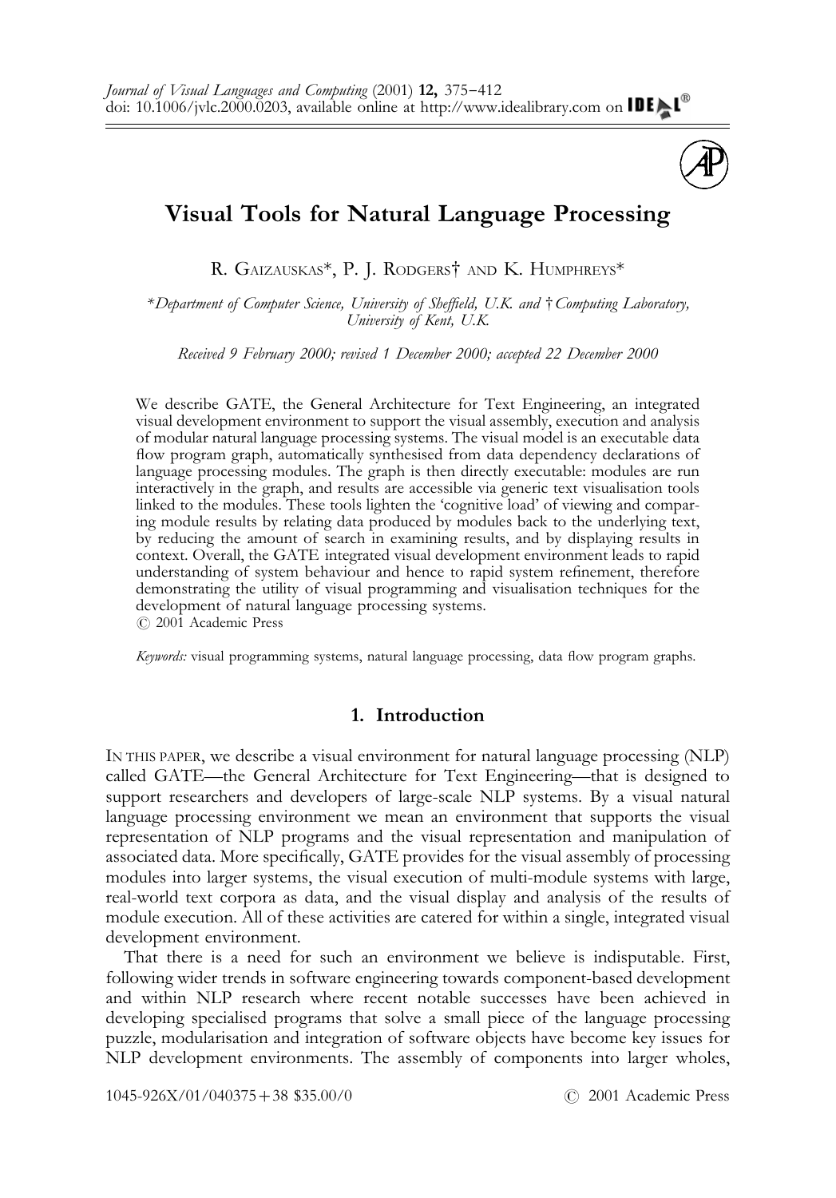# Visual Tools for Natural Language Processing

R. Gaizauskas*, P. J. Rodgers† and K. Humphreys*

*Department of Computer Science, University of Sheffield, U.K. and † Computing Laboratory, University of Kent, U.K.*

*Received 9 February 2000; revised 1 December 2000; accepted 22 December 2000*

We describe GATE, the General Architecture for Text Engineering, an integrated visual development environment to support the visual assembly, execution and analysis of modular natural language processing systems. The visual model is an executable data flow program graph, automatically synthesised from data dependency declarations of language processing modules. The graph is then directly executable: modules are run interactively in the graph, and results are accessible via generic text visualisation tools linked to the modules. These tools lighten the 'cognitive load' of viewing and comparing module results by relating data produced by modules back to the underlying text, by reducing the amount of search in examining results, and by displaying results in context. Overall, the GATE integrated visual development environment leads to rapid understanding of system behaviour and hence to rapid system refinement, therefore demonstrating the utility of visual programming and visualisation techniques for the development of natural language processing systems.
© 2001 Academic Press

*Keywords:* visual programming systems, natural language processing, data flow program graphs.

## 1. Introduction

In this paper, we describe a visual environment for natural language processing (NLP) called GATE—the General Architecture for Text Engineering—that is designed to support researchers and developers of large-scale NLP systems. By a visual natural language processing environment we mean an environment that supports the visual representation of NLP programs and the visual representation and manipulation of associated data. More specifically, GATE provides for the visual assembly of processing modules into larger systems, the visual execution of multi-module systems with large, real-world text corpora as data, and the visual display and analysis of the results of module execution. All of these activities are catered for within a single, integrated visual development environment.

That there is a need for such an environment we believe is indisputable. First, following wider trends in software engineering towards component-based development and within NLP research where recent notable successes have been achieved in developing specialised programs that solve a small piece of the language processing puzzle, modularisation and integration of software objects have become key issues for NLP development environments. The assembly of components into larger wholes,

1045-926X/01/040375+38 $35.00/0 © 2001 Academic Press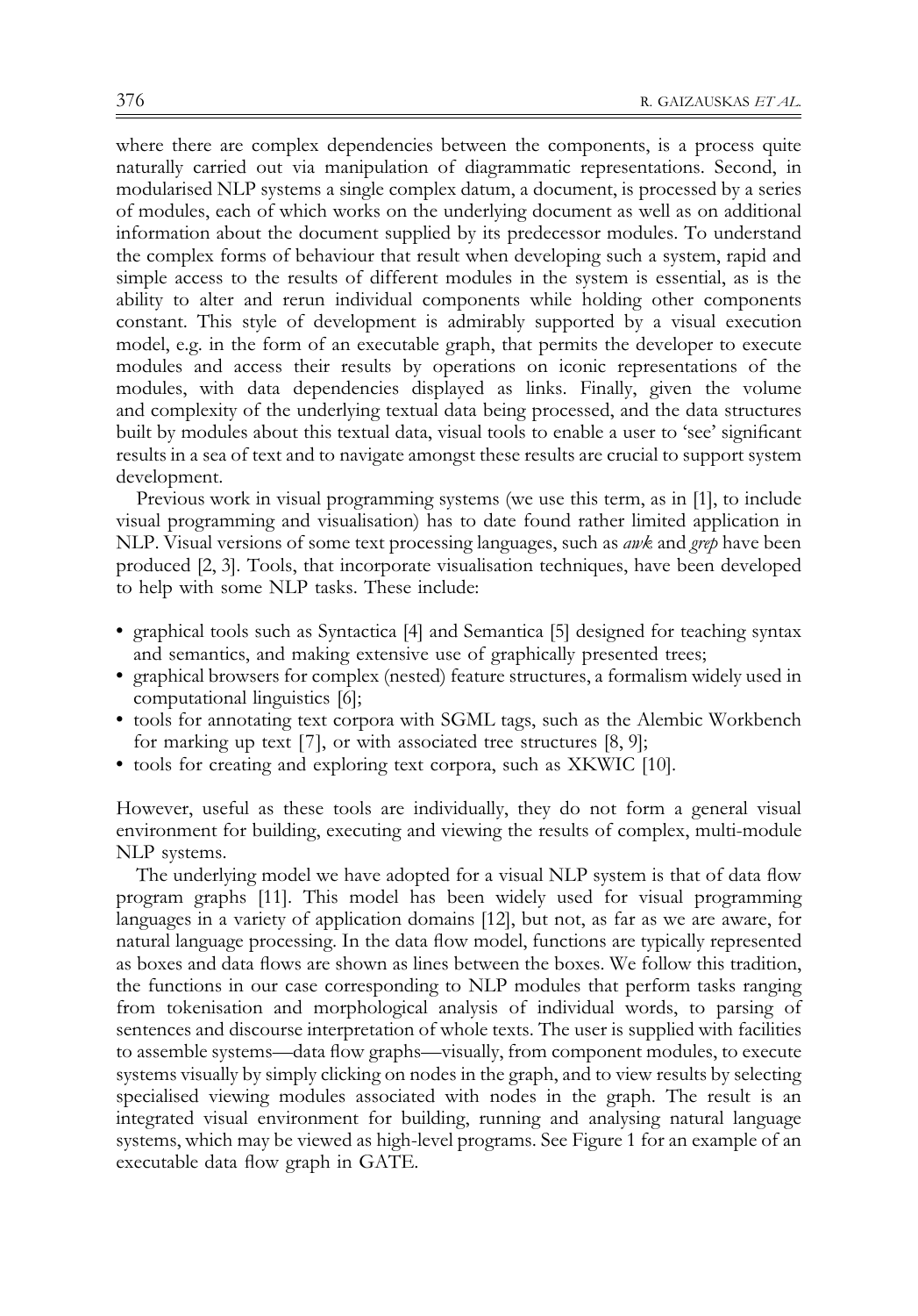where there are complex dependencies between the components, is a process quite naturally carried out via manipulation of diagrammatic representations. Second, in modularised NLP systems a single complex datum, a document, is processed by a series of modules, each of which works on the underlying document as well as on additional information about the document supplied by its predecessor modules. To understand the complex forms of behaviour that result when developing such a system, rapid and simple access to the results of different modules in the system is essential, as is the ability to alter and rerun individual components while holding other components constant. This style of development is admirably supported by a visual execution model, e.g. in the form of an executable graph, that permits the developer to execute modules and access their results by operations on iconic representations of the modules, with data dependencies displayed as links. Finally, given the volume and complexity of the underlying textual data being processed, and the data structures built by modules about this textual data, visual tools to enable a user to 'see' significant results in a sea of text and to navigate amongst these results are crucial to support system development.

Previous work in visual programming systems (we use this term, as in [1], to include visual programming and visualisation) has to date found rather limited application in NLP. Visual versions of some text processing languages, such as *awk* and *grep* have been produced [2, 3]. Tools, that incorporate visualisation techniques, have been developed to help with some NLP tasks. These include:

- graphical tools such as Syntactica [4] and Semantica [5] designed for teaching syntax and semantics, and making extensive use of graphically presented trees;
- graphical browsers for complex (nested) feature structures, a formalism widely used in computational linguistics [6];
- tools for annotating text corpora with SGML tags, such as the Alembic Workbench for marking up text [7], or with associated tree structures [8, 9];
- tools for creating and exploring text corpora, such as XKWIC [10].

However, useful as these tools are individually, they do not form a general visual environment for building, executing and viewing the results of complex, multi-module NLP systems.

The underlying model we have adopted for a visual NLP system is that of data flow program graphs [11]. This model has been widely used for visual programming languages in a variety of application domains [12], but not, as far as we are aware, for natural language processing. In the data flow model, functions are typically represented as boxes and data flows are shown as lines between the boxes. We follow this tradition, the functions in our case corresponding to NLP modules that perform tasks ranging from tokenisation and morphological analysis of individual words, to parsing of sentences and discourse interpretation of whole texts. The user is supplied with facilities to assemble systems—data flow graphs—visually, from component modules, to execute systems visually by simply clicking on nodes in the graph, and to view results by selecting specialised viewing modules associated with nodes in the graph. The result is an integrated visual environment for building, running and analysing natural language systems, which may be viewed as high-level programs. See Figure 1 for an example of an executable data flow graph in GATE.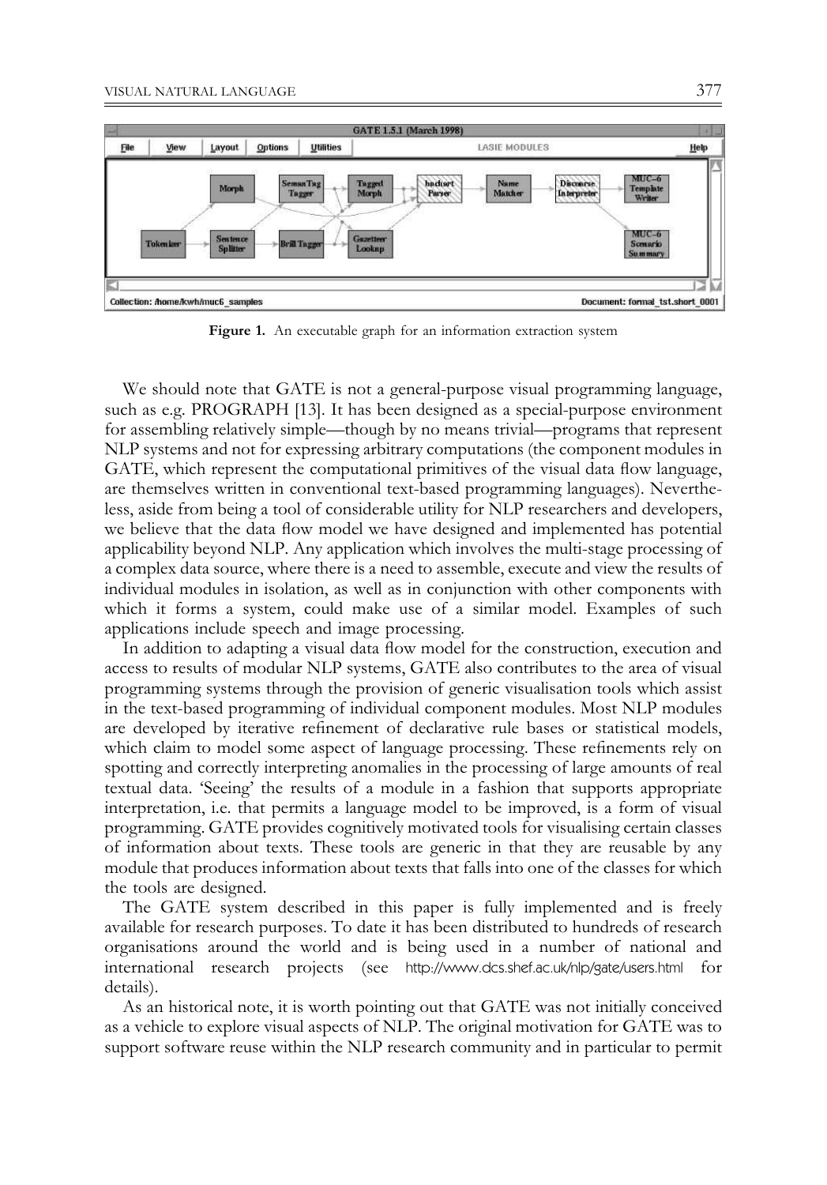Figure 1. An executable graph for an information extraction system

We should note that GATE is not a general-purpose visual programming language, such as e.g. PROGRAPH [13]. It has been designed as a special-purpose environment for assembling relatively simple—though by no means trivial—programs that represent NLP systems and not for expressing arbitrary computations (the component modules in GATE, which represent the computational primitives of the visual data flow language, are themselves written in conventional text-based programming languages). Nevertheless, aside from being a tool of considerable utility for NLP researchers and developers, we believe that the data flow model we have designed and implemented has potential applicability beyond NLP. Any application which involves the multi-stage processing of a complex data source, where there is a need to assemble, execute and view the results of individual modules in isolation, as well as in conjunction with other components with which it forms a system, could make use of a similar model. Examples of such applications include speech and image processing.

In addition to adapting a visual data flow model for the construction, execution and access to results of modular NLP systems, GATE also contributes to the area of visual programming systems through the provision of generic visualisation tools which assist in the text-based programming of individual component modules. Most NLP modules are developed by iterative refinement of declarative rule bases or statistical models, which claim to model some aspect of language processing. These refinements rely on spotting and correctly interpreting anomalies in the processing of large amounts of real textual data. 'Seeing' the results of a module in a fashion that supports appropriate interpretation, i.e. that permits a language model to be improved, is a form of visual programming. GATE provides cognitively motivated tools for visualising certain classes of information about texts. These tools are generic in that they are reusable by any module that produces information about texts that falls into one of the classes for which the tools are designed.

The GATE system described in this paper is fully implemented and is freely available for research purposes. To date it has been distributed to hundreds of research organisations around the world and is being used in a number of national and international research projects (see http://www.dcs.shef.ac.uk/nlp/gate/users.html for details).

As an historical note, it is worth pointing out that GATE was not initially conceived as a vehicle to explore visual aspects of NLP. The original motivation for GATE was to support software reuse within the NLP research community and in particular to permit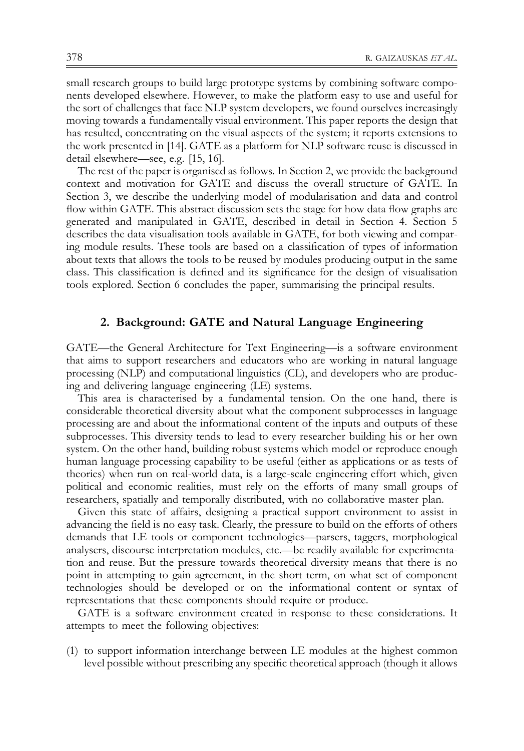small research groups to build large prototype systems by combining software components developed elsewhere. However, to make the platform easy to use and useful for the sort of challenges that face NLP system developers, we found ourselves increasingly moving towards a fundamentally visual environment. This paper reports the design that has resulted, concentrating on the visual aspects of the system; it reports extensions to the work presented in [14]. GATE as a platform for NLP software reuse is discussed in detail elsewhere—see, e.g. [15, 16].

The rest of the paper is organised as follows. In Section 2, we provide the background context and motivation for GATE and discuss the overall structure of GATE. In Section 3, we describe the underlying model of modularisation and data and control flow within GATE. This abstract discussion sets the stage for how data flow graphs are generated and manipulated in GATE, described in detail in Section 4. Section 5 describes the data visualisation tools available in GATE, for both viewing and comparing module results. These tools are based on a classification of types of information about texts that allows the tools to be reused by modules producing output in the same class. This classification is defined and its significance for the design of visualisation tools explored. Section 6 concludes the paper, summarising the principal results.

## 2. Background: GATE and Natural Language Engineering

GATE—the General Architecture for Text Engineering—is a software environment that aims to support researchers and educators who are working in natural language processing (NLP) and computational linguistics (CL), and developers who are producing and delivering language engineering (LE) systems.

This area is characterised by a fundamental tension. On the one hand, there is considerable theoretical diversity about what the component subprocesses in language processing are and about the informational content of the inputs and outputs of these subprocesses. This diversity tends to lead to every researcher building his or her own system. On the other hand, building robust systems which model or reproduce enough human language processing capability to be useful (either as applications or as tests of theories) when run on real-world data, is a large-scale engineering effort which, given political and economic realities, must rely on the efforts of many small groups of researchers, spatially and temporally distributed, with no collaborative master plan.

Given this state of affairs, designing a practical support environment to assist in advancing the field is no easy task. Clearly, the pressure to build on the efforts of others demands that LE tools or component technologies—parsers, taggers, morphological analysers, discourse interpretation modules, etc.—be readily available for experimentation and reuse. But the pressure towards theoretical diversity means that there is no point in attempting to gain agreement, in the short term, on what set of component technologies should be developed or on the informational content or syntax of representations that these components should require or produce.

GATE is a software environment created in response to these considerations. It attempts to meet the following objectives:

(1) to support information interchange between LE modules at the highest common level possible without prescribing any specific theoretical approach (though it allows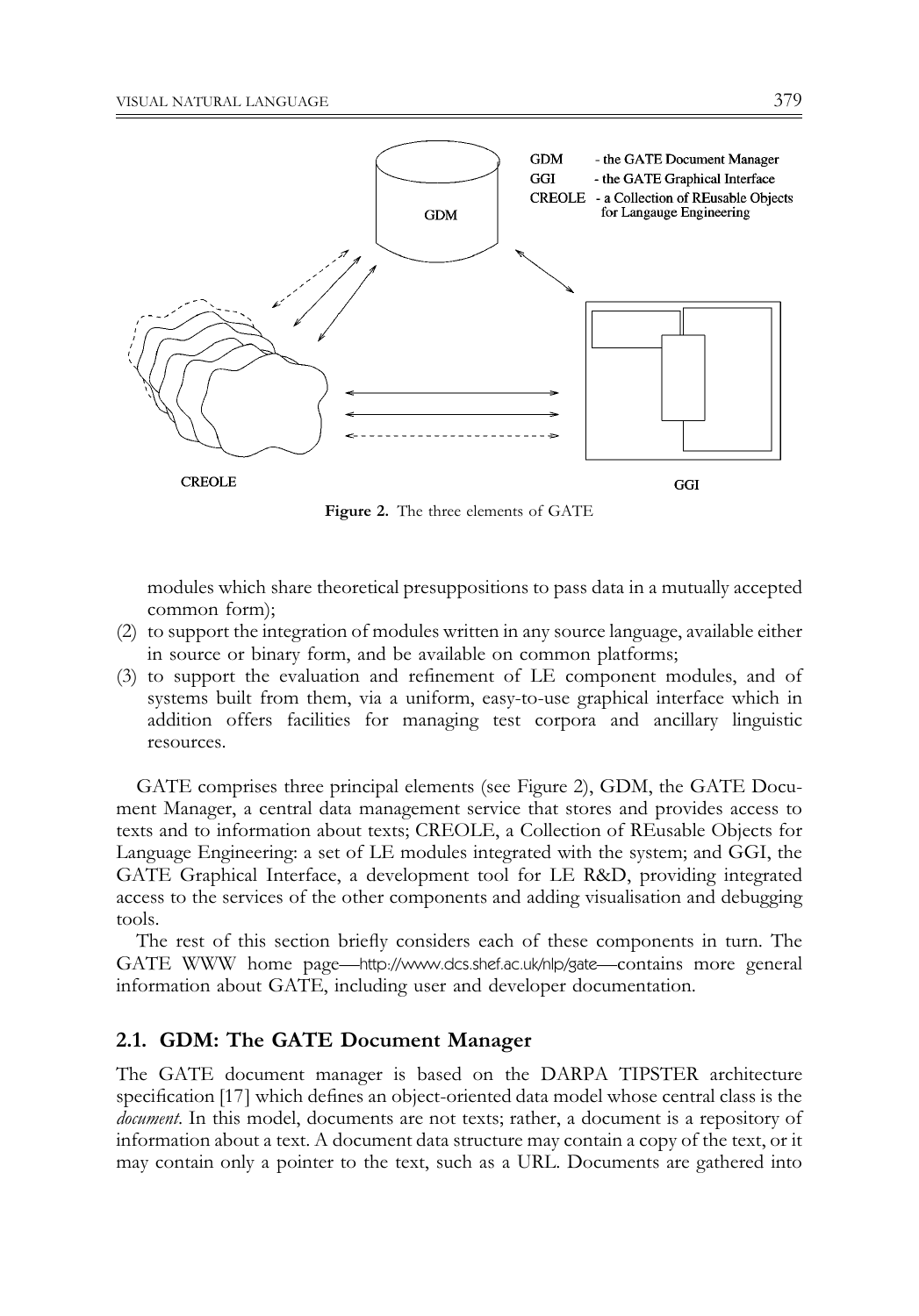Figure 2. The three elements of GATE

modules which share theoretical presuppositions to pass data in a mutually accepted common form);

(2) to support the integration of modules written in any source language, available either in source or binary form, and be available on common platforms;
(3) to support the evaluation and refinement of LE component modules, and of systems built from them, via a uniform, easy-to-use graphical interface which in addition offers facilities for managing test corpora and ancillary linguistic resources.

GATE comprises three principal elements (see Figure 2), GDM, the GATE Document Manager, a central data management service that stores and provides access to texts and to information about texts; CREOLE, a Collection of REusable Objects for Language Engineering: a set of LE modules integrated with the system; and GGI, the GATE Graphical Interface, a development tool for LE R&D, providing integrated access to the services of the other components and adding visualisation and debugging tools.

The rest of this section briefly considers each of these components in turn. The GATE WWW home page—http://www.dcs.shef.ac.uk/nlp/gate—contains more general information about GATE, including user and developer documentation.

## 2.1. GDM: The GATE Document Manager

The GATE document manager is based on the DARPA TIPSTER architecture specification [17] which defines an object-oriented data model whose central class is the *document*. In this model, documents are not texts; rather, a document is a repository of information about a text. A document data structure may contain a copy of the text, or it may contain only a pointer to the text, such as a URL. Documents are gathered into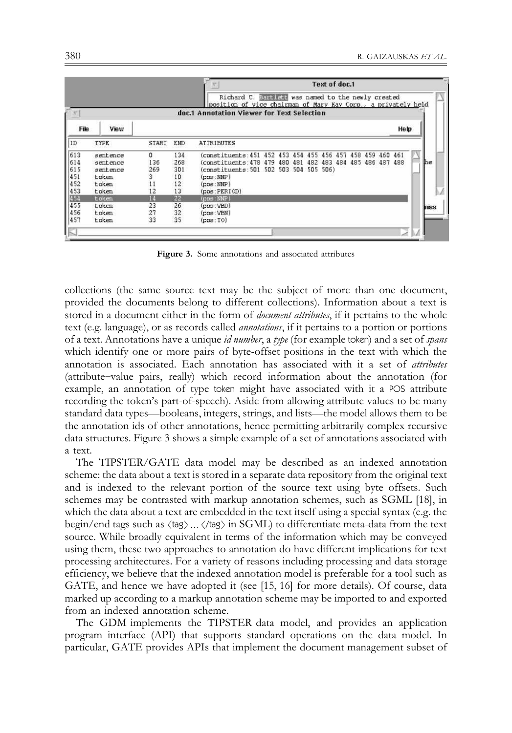Figure 3. Some annotations and associated attributes

collections (the same source text may be the subject of more than one document, provided the documents belong to different collections). Information about a text is stored in a document either in the form of *document attributes*, if it pertains to the whole text (e.g. language), or as records called *annotations*, if it pertains to a portion or portions of a text. Annotations have a unique *id number*, a *type* (for example token) and a set of *spans* which identify one or more pairs of byte-offset positions in the text with which the annotation is associated. Each annotation has associated with it a set of *attributes* (attribute–value pairs, really) which record information about the annotation (for example, an annotation of type token might have associated with it a POS attribute recording the token's part-of-speech). Aside from allowing attribute values to be many standard data types—booleans, integers, strings, and lists—the model allows them to be the annotation ids of other annotations, hence permitting arbitrarily complex recursive data structures. Figure 3 shows a simple example of a set of annotations associated with a text.

The TIPSTER/GATE data model may be described as an indexed annotation scheme: the data about a text is stored in a separate data repository from the original text and is indexed to the relevant portion of the source text using byte offsets. Such schemes may be contrasted with markup annotation schemes, such as SGML [18], in which the data about a text are embedded in the text itself using a special syntax (e.g. the begin/end tags such as ⟨tag⟩ ... ⟨/tag⟩ in SGML) to differentiate meta-data from the text source. While broadly equivalent in terms of the information which may be conveyed using them, these two approaches to annotation do have different implications for text processing architectures. For a variety of reasons including processing and data storage efficiency, we believe that the indexed annotation model is preferable for a tool such as GATE, and hence we have adopted it (see [15, 16] for more details). Of course, data marked up according to a markup annotation scheme may be imported to and exported from an indexed annotation scheme.

The GDM implements the TIPSTER data model, and provides an application program interface (API) that supports standard operations on the data model. In particular, GATE provides APIs that implement the document management subset of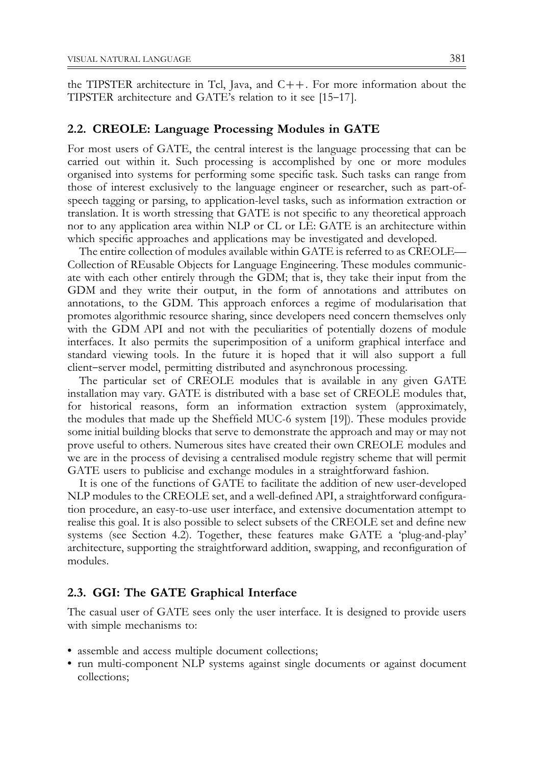the TIPSTER architecture in Tcl, Java, and C++. For more information about the TIPSTER architecture and GATE's relation to it see [15–17].

## 2.2. CREOLE: Language Processing Modules in GATE

For most users of GATE, the central interest is the language processing that can be carried out within it. Such processing is accomplished by one or more modules organised into systems for performing some specific task. Such tasks can range from those of interest exclusively to the language engineer or researcher, such as part-of-speech tagging or parsing, to application-level tasks, such as information extraction or translation. It is worth stressing that GATE is not specific to any theoretical approach nor to any application area within NLP or CL or LE: GATE is an architecture within which specific approaches and applications may be investigated and developed.

The entire collection of modules available within GATE is referred to as CREOLE—Collection of REusable Objects for Language Engineering. These modules communicate with each other entirely through the GDM; that is, they take their input from the GDM and they write their output, in the form of annotations and attributes on annotations, to the GDM. This approach enforces a regime of modularisation that promotes algorithmic resource sharing, since developers need concern themselves only with the GDM API and not with the peculiarities of potentially dozens of module interfaces. It also permits the superimposition of a uniform graphical interface and standard viewing tools. In the future it is hoped that it will also support a full client–server model, permitting distributed and asynchronous processing.

The particular set of CREOLE modules that is available in any given GATE installation may vary. GATE is distributed with a base set of CREOLE modules that, for historical reasons, form an information extraction system (approximately, the modules that made up the Sheffield MUC-6 system [19]). These modules provide some initial building blocks that serve to demonstrate the approach and may or may not prove useful to others. Numerous sites have created their own CREOLE modules and we are in the process of devising a centralised module registry scheme that will permit GATE users to publicise and exchange modules in a straightforward fashion.

It is one of the functions of GATE to facilitate the addition of new user-developed NLP modules to the CREOLE set, and a well-defined API, a straightforward configuration procedure, an easy-to-use user interface, and extensive documentation attempt to realise this goal. It is also possible to select subsets of the CREOLE set and define new systems (see Section 4.2). Together, these features make GATE a 'plug-and-play' architecture, supporting the straightforward addition, swapping, and reconfiguration of modules.

## 2.3. GGI: The GATE Graphical Interface

The casual user of GATE sees only the user interface. It is designed to provide users with simple mechanisms to:

- assemble and access multiple document collections;
- run multi-component NLP systems against single documents or against document collections;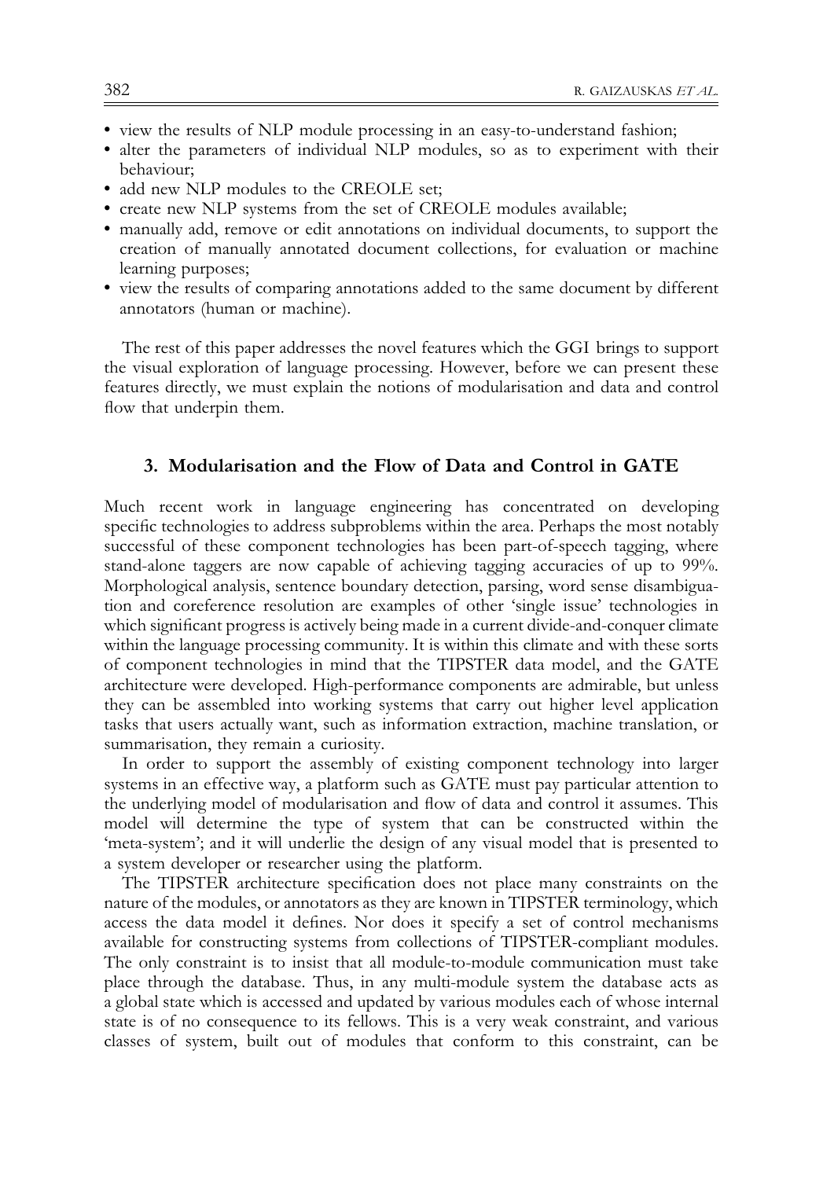- view the results of NLP module processing in an easy-to-understand fashion;
- alter the parameters of individual NLP modules, so as to experiment with their behaviour;
- add new NLP modules to the CREOLE set;
- create new NLP systems from the set of CREOLE modules available;
- manually add, remove or edit annotations on individual documents, to support the creation of manually annotated document collections, for evaluation or machine learning purposes;
- view the results of comparing annotations added to the same document by different annotators (human or machine).

The rest of this paper addresses the novel features which the GGI brings to support the visual exploration of language processing. However, before we can present these features directly, we must explain the notions of modularisation and data and control flow that underpin them.

## 3. Modularisation and the Flow of Data and Control in GATE

Much recent work in language engineering has concentrated on developing specific technologies to address subproblems within the area. Perhaps the most notably successful of these component technologies has been part-of-speech tagging, where stand-alone taggers are now capable of achieving tagging accuracies of up to 99%. Morphological analysis, sentence boundary detection, parsing, word sense disambiguation and coreference resolution are examples of other 'single issue' technologies in which significant progress is actively being made in a current divide-and-conquer climate within the language processing community. It is within this climate and with these sorts of component technologies in mind that the TIPSTER data model, and the GATE architecture were developed. High-performance components are admirable, but unless they can be assembled into working systems that carry out higher level application tasks that users actually want, such as information extraction, machine translation, or summarisation, they remain a curiosity.

In order to support the assembly of existing component technology into larger systems in an effective way, a platform such as GATE must pay particular attention to the underlying model of modularisation and flow of data and control it assumes. This model will determine the type of system that can be constructed within the 'meta-system'; and it will underlie the design of any visual model that is presented to a system developer or researcher using the platform.

The TIPSTER architecture specification does not place many constraints on the nature of the modules, or annotators as they are known in TIPSTER terminology, which access the data model it defines. Nor does it specify a set of control mechanisms available for constructing systems from collections of TIPSTER-compliant modules. The only constraint is to insist that all module-to-module communication must take place through the database. Thus, in any multi-module system the database acts as a global state which is accessed and updated by various modules each of whose internal state is of no consequence to its fellows. This is a very weak constraint, and various classes of system, built out of modules that conform to this constraint, can be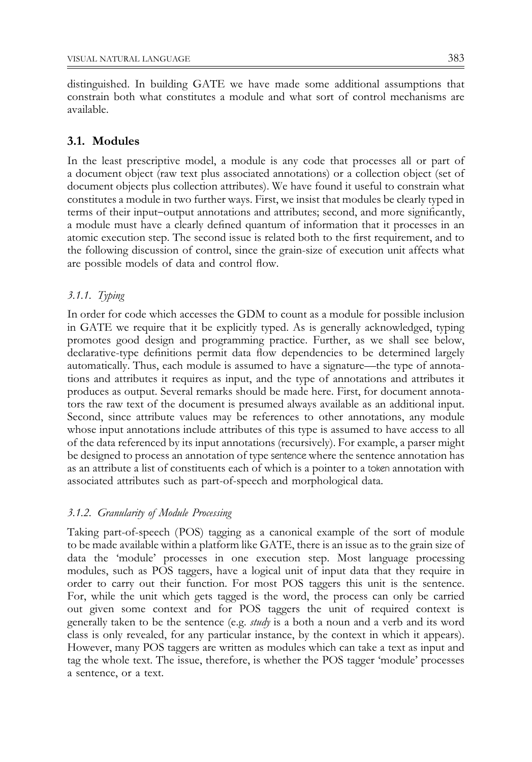distinguished. In building GATE we have made some additional assumptions that constrain both what constitutes a module and what sort of control mechanisms are available.

## 3.1. Modules

In the least prescriptive model, a module is any code that processes all or part of a document object (raw text plus associated annotations) or a collection object (set of document objects plus collection attributes). We have found it useful to constrain what constitutes a module in two further ways. First, we insist that modules be clearly typed in terms of their input–output annotations and attributes; second, and more significantly, a module must have a clearly defined quantum of information that it processes in an atomic execution step. The second issue is related both to the first requirement, and to the following discussion of control, since the grain-size of execution unit affects what are possible models of data and control flow.

### *3.1.1. Typing*

In order for code which accesses the GDM to count as a module for possible inclusion in GATE we require that it be explicitly typed. As is generally acknowledged, typing promotes good design and programming practice. Further, as we shall see below, declarative-type definitions permit data flow dependencies to be determined largely automatically. Thus, each module is assumed to have a signature—the type of annotations and attributes it requires as input, and the type of annotations and attributes it produces as output. Several remarks should be made here. First, for document annotators the raw text of the document is presumed always available as an additional input. Second, since attribute values may be references to other annotations, any module whose input annotations include attributes of this type is assumed to have access to all of the data referenced by its input annotations (recursively). For example, a parser might be designed to process an annotation of type sentence where the sentence annotation has as an attribute a list of constituents each of which is a pointer to a token annotation with associated attributes such as part-of-speech and morphological data.

### *3.1.2. Granularity of Module Processing*

Taking part-of-speech (POS) tagging as a canonical example of the sort of module to be made available within a platform like GATE, there is an issue as to the grain size of data the 'module' processes in one execution step. Most language processing modules, such as POS taggers, have a logical unit of input data that they require in order to carry out their function. For most POS taggers this unit is the sentence. For, while the unit which gets tagged is the word, the process can only be carried out given some context and for POS taggers the unit of required context is generally taken to be the sentence (e.g. *study* is a both a noun and a verb and its word class is only revealed, for any particular instance, by the context in which it appears). However, many POS taggers are written as modules which can take a text as input and tag the whole text. The issue, therefore, is whether the POS tagger 'module' processes a sentence, or a text.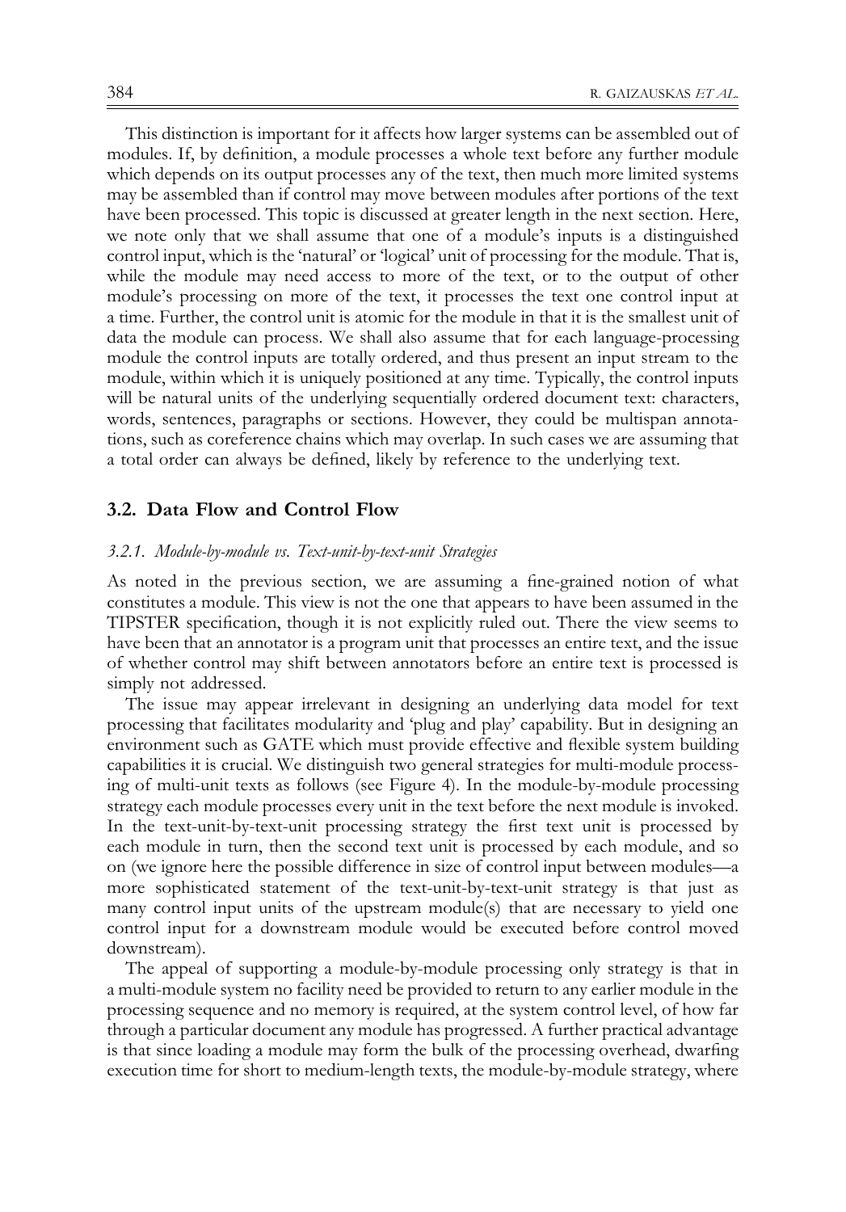This distinction is important for it affects how larger systems can be assembled out of modules. If, by definition, a module processes a whole text before any further module which depends on its output processes any of the text, then much more limited systems may be assembled than if control may move between modules after portions of the text have been processed. This topic is discussed at greater length in the next section. Here, we note only that we shall assume that one of a module's inputs is a distinguished control input, which is the 'natural' or 'logical' unit of processing for the module. That is, while the module may need access to more of the text, or to the output of other module's processing on more of the text, it processes the text one control input at a time. Further, the control unit is atomic for the module in that it is the smallest unit of data the module can process. We shall also assume that for each language-processing module the control inputs are totally ordered, and thus present an input stream to the module, within which it is uniquely positioned at any time. Typically, the control inputs will be natural units of the underlying sequentially ordered document text: characters, words, sentences, paragraphs or sections. However, they could be multispan annotations, such as coreference chains which may overlap. In such cases we are assuming that a total order can always be defined, likely by reference to the underlying text.

### 3.2. Data Flow and Control Flow

#### *3.2.1. Module-by-module vs. Text-unit-by-text-unit Strategies*

As noted in the previous section, we are assuming a fine-grained notion of what constitutes a module. This view is not the one that appears to have been assumed in the TIPSTER specification, though it is not explicitly ruled out. There the view seems to have been that an annotator is a program unit that processes an entire text, and the issue of whether control may shift between annotators before an entire text is processed is simply not addressed.

The issue may appear irrelevant in designing an underlying data model for text processing that facilitates modularity and 'plug and play' capability. But in designing an environment such as GATE which must provide effective and flexible system building capabilities it is crucial. We distinguish two general strategies for multi-module processing of multi-unit texts as follows (see Figure 4). In the module-by-module processing strategy each module processes every unit in the text before the next module is invoked. In the text-unit-by-text-unit processing strategy the first text unit is processed by each module in turn, then the second text unit is processed by each module, and so on (we ignore here the possible difference in size of control input between modules—a more sophisticated statement of the text-unit-by-text-unit strategy is that just as many control input units of the upstream module(s) that are necessary to yield one control input for a downstream module would be executed before control moved downstream).

The appeal of supporting a module-by-module processing only strategy is that in a multi-module system no facility need be provided to return to any earlier module in the processing sequence and no memory is required, at the system control level, of how far through a particular document any module has progressed. A further practical advantage is that since loading a module may form the bulk of the processing overhead, dwarfing execution time for short to medium-length texts, the module-by-module strategy, where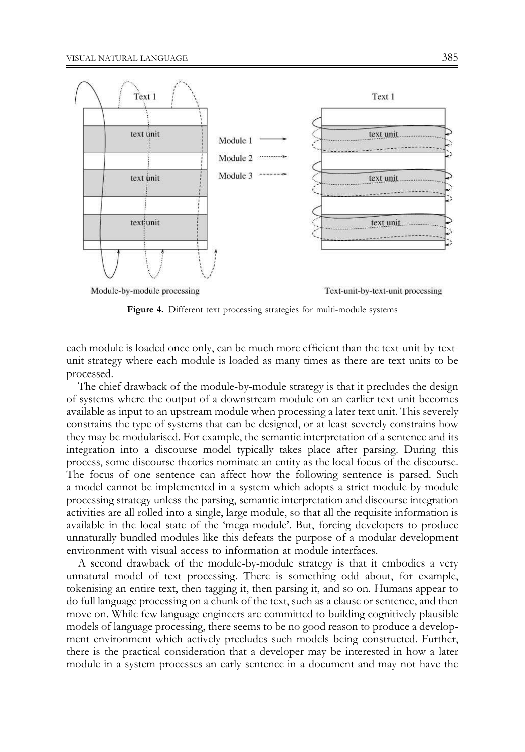Text 1

text unit

text unit

text unit

Module 1

Module 2

Module 3

Text 1

text unit

text unit

text unit

Module-by-module processing

Text-unit-by-text-unit processing

**Figure 4.** Different text processing strategies for multi-module systems

each module is loaded once only, can be much more efficient than the text-unit-by-text-unit strategy where each module is loaded as many times as there are text units to be processed.

The chief drawback of the module-by-module strategy is that it precludes the design of systems where the output of a downstream module on an earlier text unit becomes available as input to an upstream module when processing a later text unit. This severely constrains the type of systems that can be designed, or at least severely constrains how they may be modularised. For example, the semantic interpretation of a sentence and its integration into a discourse model typically takes place after parsing. During this process, some discourse theories nominate an entity as the local focus of the discourse. The focus of one sentence can affect how the following sentence is parsed. Such a model cannot be implemented in a system which adopts a strict module-by-module processing strategy unless the parsing, semantic interpretation and discourse integration activities are all rolled into a single, large module, so that all the requisite information is available in the local state of the 'mega-module'. But, forcing developers to produce unnaturally bundled modules like this defeats the purpose of a modular development environment with visual access to information at module interfaces.

A second drawback of the module-by-module strategy is that it embodies a very unnatural model of text processing. There is something odd about, for example, tokenising an entire text, then tagging it, then parsing it, and so on. Humans appear to do full language processing on a chunk of the text, such as a clause or sentence, and then move on. While few language engineers are committed to building cognitively plausible models of language processing, there seems to be no good reason to produce a development environment which actively precludes such models being constructed. Further, there is the practical consideration that a developer may be interested in how a later module in a system processes an early sentence in a document and may not have the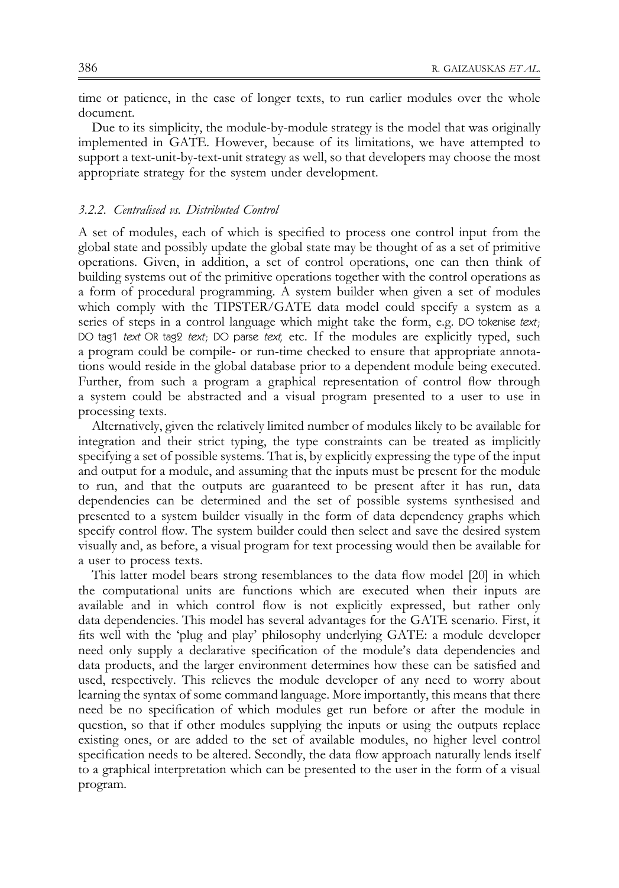time or patience, in the case of longer texts, to run earlier modules over the whole document.

Due to its simplicity, the module-by-module strategy is the model that was originally implemented in GATE. However, because of its limitations, we have attempted to support a text-unit-by-text-unit strategy as well, so that developers may choose the most appropriate strategy for the system under development.

### *3.2.2. Centralised vs. Distributed Control*

A set of modules, each of which is specified to process one control input from the global state and possibly update the global state may be thought of as a set of primitive operations. Given, in addition, a set of control operations, one can then think of building systems out of the primitive operations together with the control operations as a form of procedural programming. A system builder when given a set of modules which comply with the TIPSTER/GATE data model could specify a system as a series of steps in a control language which might take the form, e.g. DO tokenise *text*; DO tag1 *text* OR tag2 *text*; DO parse *text*, etc. If the modules are explicitly typed, such a program could be compile- or run-time checked to ensure that appropriate annotations would reside in the global database prior to a dependent module being executed. Further, from such a program a graphical representation of control flow through a system could be abstracted and a visual program presented to a user to use in processing texts.

Alternatively, given the relatively limited number of modules likely to be available for integration and their strict typing, the type constraints can be treated as implicitly specifying a set of possible systems. That is, by explicitly expressing the type of the input and output for a module, and assuming that the inputs must be present for the module to run, and that the outputs are guaranteed to be present after it has run, data dependencies can be determined and the set of possible systems synthesised and presented to a system builder visually in the form of data dependency graphs which specify control flow. The system builder could then select and save the desired system visually and, as before, a visual program for text processing would then be available for a user to process texts.

This latter model bears strong resemblances to the data flow model [20] in which the computational units are functions which are executed when their inputs are available and in which control flow is not explicitly expressed, but rather only data dependencies. This model has several advantages for the GATE scenario. First, it fits well with the 'plug and play' philosophy underlying GATE: a module developer need only supply a declarative specification of the module's data dependencies and data products, and the larger environment determines how these can be satisfied and used, respectively. This relieves the module developer of any need to worry about learning the syntax of some command language. More importantly, this means that there need be no specification of which modules get run before or after the module in question, so that if other modules supplying the inputs or using the outputs replace existing ones, or are added to the set of available modules, no higher level control specification needs to be altered. Secondly, the data flow approach naturally lends itself to a graphical interpretation which can be presented to the user in the form of a visual program.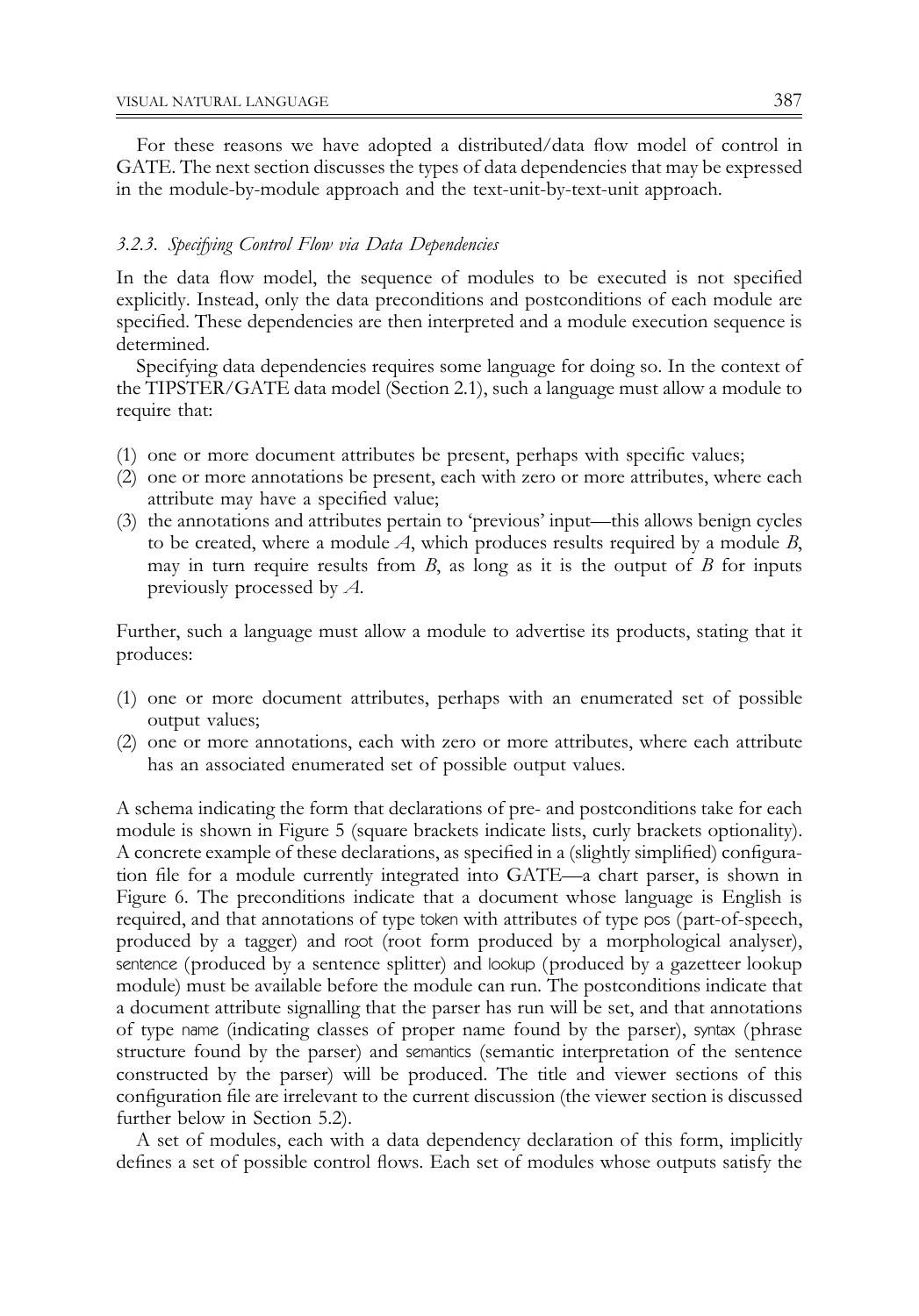For these reasons we have adopted a distributed/data flow model of control in GATE. The next section discusses the types of data dependencies that may be expressed in the module-by-module approach and the text-unit-by-text-unit approach.

### *3.2.3. Specifying Control Flow via Data Dependencies*

In the data flow model, the sequence of modules to be executed is not specified explicitly. Instead, only the data preconditions and postconditions of each module are specified. These dependencies are then interpreted and a module execution sequence is determined.

Specifying data dependencies requires some language for doing so. In the context of the TIPSTER/GATE data model (Section 2.1), such a language must allow a module to require that:

(1) one or more document attributes be present, perhaps with specific values;
(2) one or more annotations be present, each with zero or more attributes, where each attribute may have a specified value;
(3) the annotations and attributes pertain to 'previous' input—this allows benign cycles to be created, where a module *A*, which produces results required by a module *B*, may in turn require results from *B*, as long as it is the output of *B* for inputs previously processed by *A*.

Further, such a language must allow a module to advertise its products, stating that it produces:

(1) one or more document attributes, perhaps with an enumerated set of possible output values;
(2) one or more annotations, each with zero or more attributes, where each attribute has an associated enumerated set of possible output values.

A schema indicating the form that declarations of pre- and postconditions take for each module is shown in Figure 5 (square brackets indicate lists, curly brackets optionality). A concrete example of these declarations, as specified in a (slightly simplified) configuration file for a module currently integrated into GATE—a chart parser, is shown in Figure 6. The preconditions indicate that a document whose language is English is required, and that annotations of type token with attributes of type pos (part-of-speech, produced by a tagger) and root (root form produced by a morphological analyser), sentence (produced by a sentence splitter) and lookup (produced by a gazetteer lookup module) must be available before the module can run. The postconditions indicate that a document attribute signalling that the parser has run will be set, and that annotations of type name (indicating classes of proper name found by the parser), syntax (phrase structure found by the parser) and semantics (semantic interpretation of the sentence constructed by the parser) will be produced. The title and viewer sections of this configuration file are irrelevant to the current discussion (the viewer section is discussed further below in Section 5.2).

A set of modules, each with a data dependency declaration of this form, implicitly defines a set of possible control flows. Each set of modules whose outputs satisfy the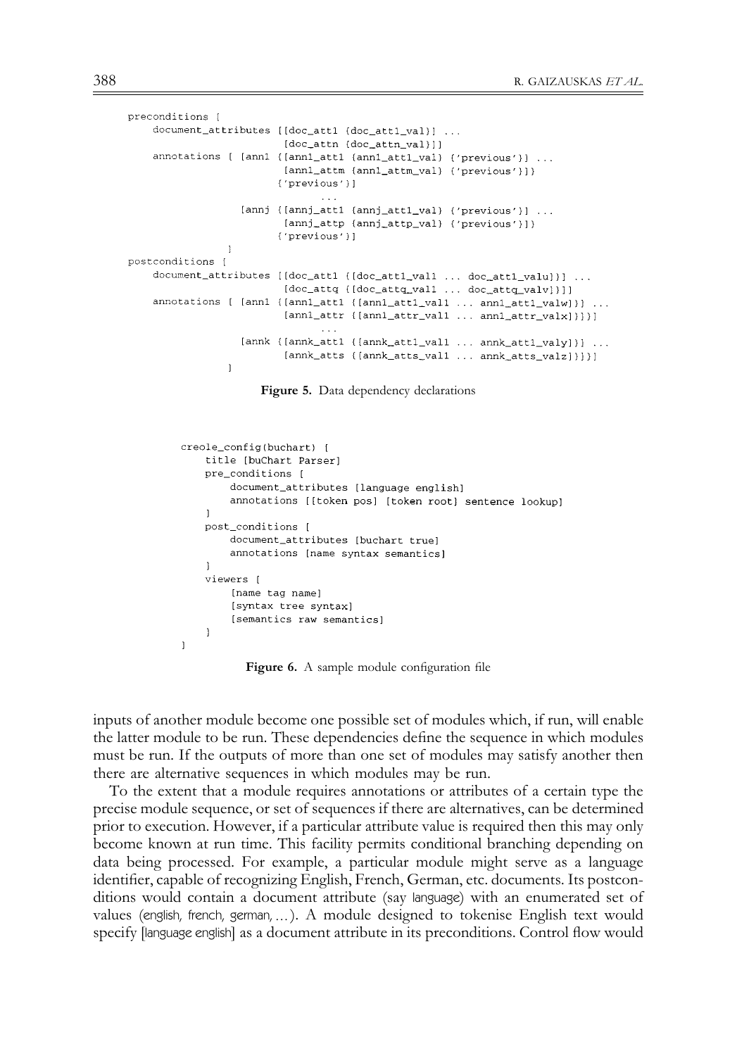```
preconditions [
    document_attributes [[doc_att1 {doc_att1_val}] ...
                         [doc_attn {doc_attn_val}]]
    annotations [ [ann1 {[ann1_att1 {ann1_att1_val} {'previous'}] ...
                         [ann1_attm {ann1_attm_val} {'previous'}]}
                        {'previous'}]
                              ...
                  [annj {[annj_att1 {annj_att1_val} {'previous'}] ...
                         [annj_attp {annj_attp_val} {'previous'}]}
                        {'previous'}]
                ]
postconditions [
    document_attributes [[doc_att1 {[doc_att1_val1 ... doc_att1_valu]}] ...
                         [doc_attq {[doc_attq_val1 ... doc_attq_valv]}]]
    annotations [ [ann1 {[ann1_att1 {[ann1_att1_val1 ... ann1_att1_valw]}] ...
                         [ann1_attr {[ann1_attr_val1 ... ann1_attr_valx]}]}]
                              ...
                  [annk {[annk_att1 {[annk_att1_val1 ... annk_att1_valy]}] ...
                         [annk_atts {[annk_atts_val1 ... annk_atts_valz]}]}]
                ]
```

**Figure 5.** Data dependency declarations

```
creole_config(buchart) [
    title [buChart Parser]
    pre_conditions [
        document_attributes [language english]
        annotations [[token pos] [token root] sentence lookup]
    ]
    post_conditions [
        document_attributes [buchart true]
        annotations [name syntax semantics]
    ]
    viewers [
        [name tag name]
        [syntax tree syntax]
        [semantics raw semantics]
    ]
]
```

**Figure 6.** A sample module configuration file

inputs of another module become one possible set of modules which, if run, will enable the latter module to be run. These dependencies define the sequence in which modules must be run. If the outputs of more than one set of modules may satisfy another then there are alternative sequences in which modules may be run.

To the extent that a module requires annotations or attributes of a certain type the precise module sequence, or set of sequences if there are alternatives, can be determined prior to execution. However, if a particular attribute value is required then this may only become known at run time. This facility permits conditional branching depending on data being processed. For example, a particular module might serve as a language identifier, capable of recognizing English, French, German, etc. documents. Its postconditions would contain a document attribute (say language) with an enumerated set of values (english, french, german, ...). A module designed to tokenise English text would specify [language english] as a document attribute in its preconditions. Control flow would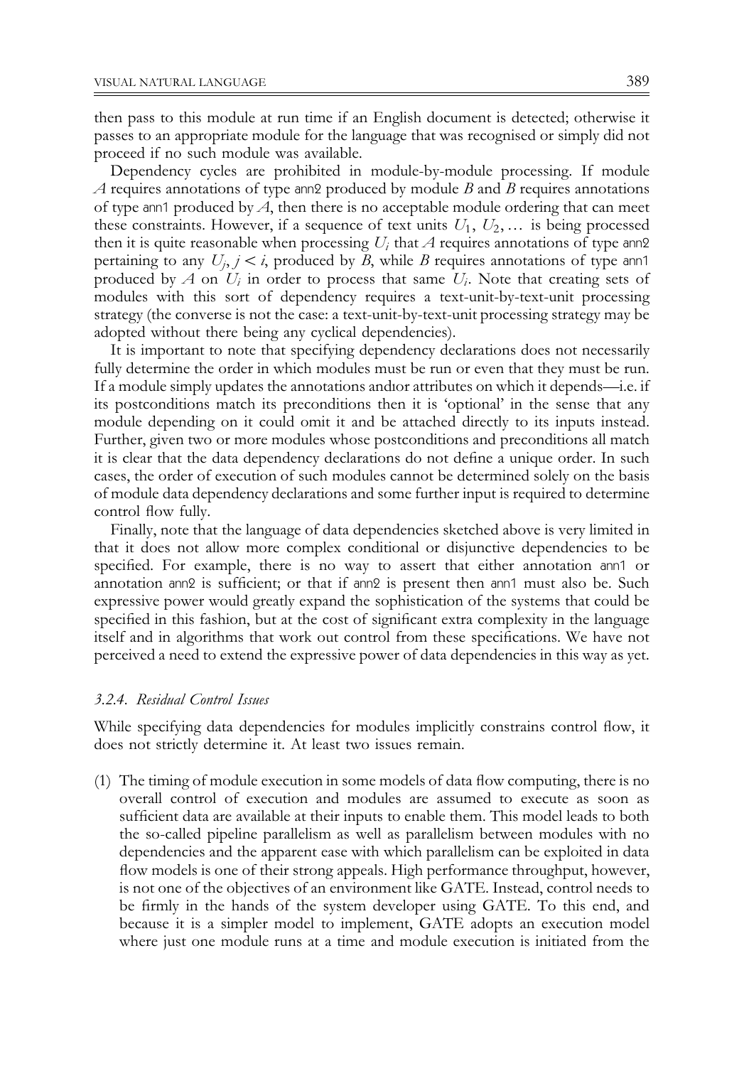then pass to this module at run time if an English document is detected; otherwise it passes to an appropriate module for the language that was recognised or simply did not proceed if no such module was available.

Dependency cycles are prohibited in module-by-module processing. If module $A$ requires annotations of type ann2 produced by module $B$ and $B$ requires annotations of type ann1 produced by $A$, then there is no acceptable module ordering that can meet these constraints. However, if a sequence of text units $U_1, U_2, \ldots$ is being processed then it is quite reasonable when processing $U_i$ that $A$ requires annotations of type ann2 pertaining to any $U_j$, $j < i$, produced by $B$, while $B$ requires annotations of type ann1 produced by $A$ on $U_i$ in order to process that same $U_i$. Note that creating sets of modules with this sort of dependency requires a text-unit-by-text-unit processing strategy (the converse is not the case: a text-unit-by-text-unit processing strategy may be adopted without there being any cyclical dependencies).

It is important to note that specifying dependency declarations does not necessarily fully determine the order in which modules must be run or even that they must be run. If a module simply updates the annotations and/or attributes on which it depends—i.e. if its postconditions match its preconditions then it is 'optional' in the sense that any module depending on it could omit it and be attached directly to its inputs instead. Further, given two or more modules whose postconditions and preconditions all match it is clear that the data dependency declarations do not define a unique order. In such cases, the order of execution of such modules cannot be determined solely on the basis of module data dependency declarations and some further input is required to determine control flow fully.

Finally, note that the language of data dependencies sketched above is very limited in that it does not allow more complex conditional or disjunctive dependencies to be specified. For example, there is no way to assert that either annotation ann1 or annotation ann2 is sufficient; or that if ann2 is present then ann1 must also be. Such expressive power would greatly expand the sophistication of the systems that could be specified in this fashion, but at the cost of significant extra complexity in the language itself and in algorithms that work out control from these specifications. We have not perceived a need to extend the expressive power of data dependencies in this way as yet.

#### *3.2.4. Residual Control Issues*

While specifying data dependencies for modules implicitly constrains control flow, it does not strictly determine it. At least two issues remain.

(1) The timing of module execution in some models of data flow computing, there is no overall control of execution and modules are assumed to execute as soon as sufficient data are available at their inputs to enable them. This model leads to both the so-called pipeline parallelism as well as parallelism between modules with no dependencies and the apparent ease with which parallelism can be exploited in data flow models is one of their strong appeals. High performance throughput, however, is not one of the objectives of an environment like GATE. Instead, control needs to be firmly in the hands of the system developer using GATE. To this end, and because it is a simpler model to implement, GATE adopts an execution model where just one module runs at a time and module execution is initiated from the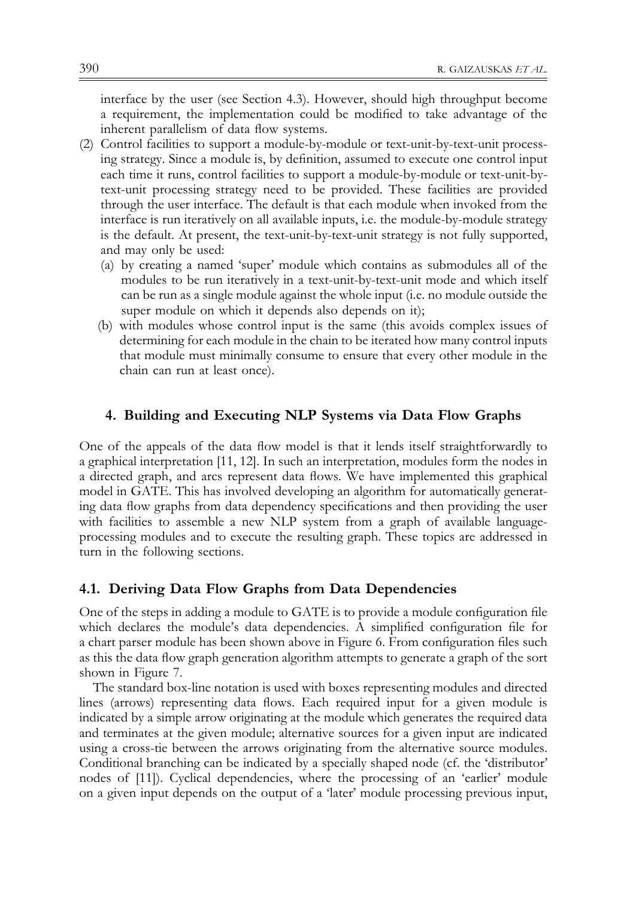interface by the user (see Section 4.3). However, should high throughput become a requirement, the implementation could be modified to take advantage of the inherent parallelism of data flow systems.

(2) Control facilities to support a module-by-module or text-unit-by-text-unit processing strategy. Since a module is, by definition, assumed to execute one control input each time it runs, control facilities to support a module-by-module or text-unit-by-text-unit processing strategy need to be provided. These facilities are provided through the user interface. The default is that each module when invoked from the interface is run iteratively on all available inputs, i.e. the module-by-module strategy is the default. At present, the text-unit-by-text-unit strategy is not fully supported, and may only be used:
   (a) by creating a named 'super' module which contains as submodules all of the modules to be run iteratively in a text-unit-by-text-unit mode and which itself can be run as a single module against the whole input (i.e. no module outside the super module on which it depends also depends on it);
   (b) with modules whose control input is the same (this avoids complex issues of determining for each module in the chain to be iterated how many control inputs that module must minimally consume to ensure that every other module in the chain can run at least once).

## 4. Building and Executing NLP Systems via Data Flow Graphs

One of the appeals of the data flow model is that it lends itself straightforwardly to a graphical interpretation [11, 12]. In such an interpretation, modules form the nodes in a directed graph, and arcs represent data flows. We have implemented this graphical model in GATE. This has involved developing an algorithm for automatically generating data flow graphs from data dependency specifications and then providing the user with facilities to assemble a new NLP system from a graph of available language-processing modules and to execute the resulting graph. These topics are addressed in turn in the following sections.

### 4.1. Deriving Data Flow Graphs from Data Dependencies

One of the steps in adding a module to GATE is to provide a module configuration file which declares the module's data dependencies. A simplified configuration file for a chart parser module has been shown above in Figure 6. From configuration files such as this the data flow graph generation algorithm attempts to generate a graph of the sort shown in Figure 7.

The standard box-line notation is used with boxes representing modules and directed lines (arrows) representing data flows. Each required input for a given module is indicated by a simple arrow originating at the module which generates the required data and terminates at the given module; alternative sources for a given input are indicated using a cross-tie between the arrows originating from the alternative source modules. Conditional branching can be indicated by a specially shaped node (cf. the 'distributor' nodes of [11]). Cyclical dependencies, where the processing of an 'earlier' module on a given input depends on the output of a 'later' module processing previous input,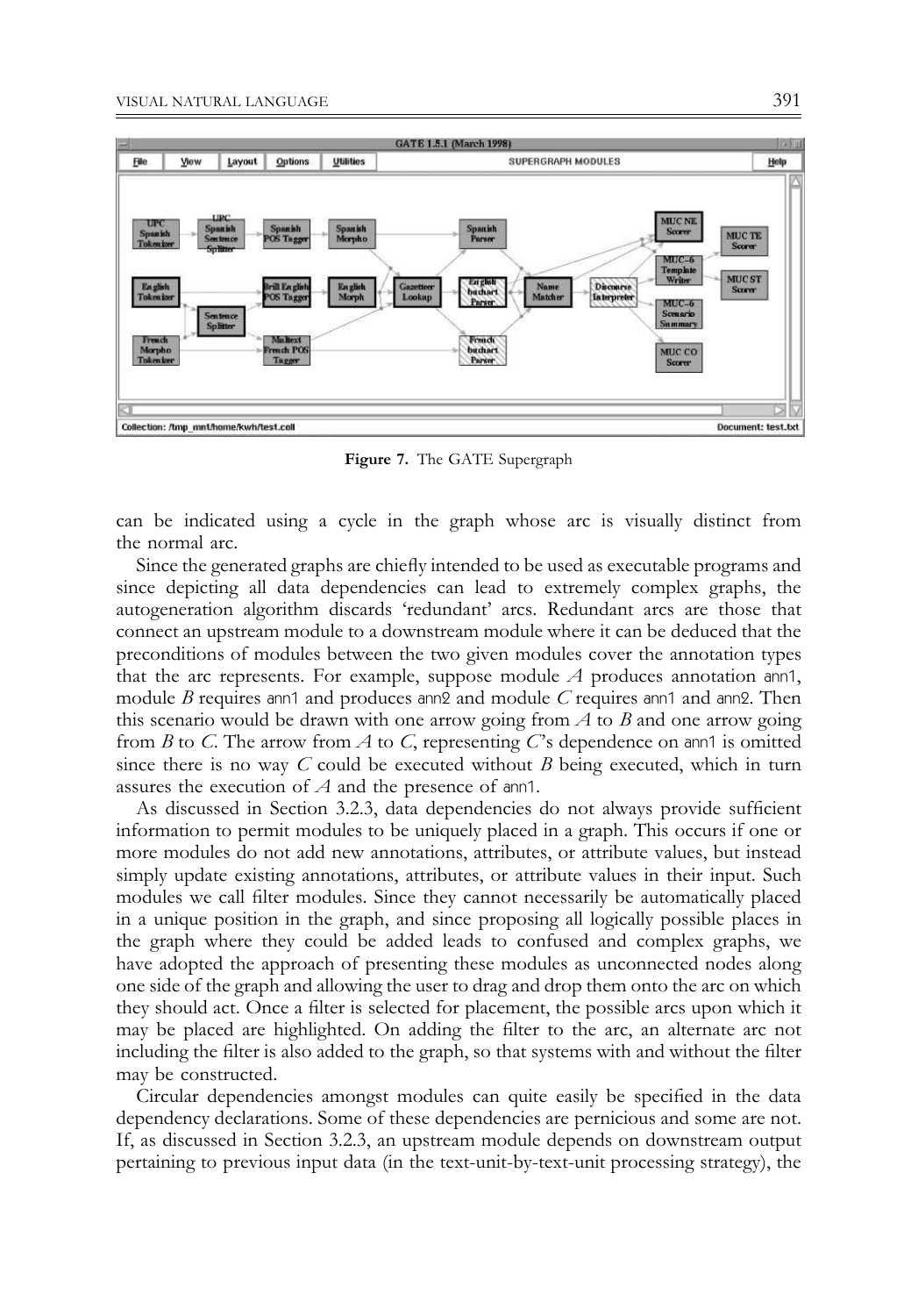**Figure 7.** The GATE Supergraph

can be indicated using a cycle in the graph whose arc is visually distinct from the normal arc.

Since the generated graphs are chiefly intended to be used as executable programs and since depicting all data dependencies can lead to extremely complex graphs, the autogeneration algorithm discards 'redundant' arcs. Redundant arcs are those that connect an upstream module to a downstream module where it can be deduced that the preconditions of modules between the two given modules cover the annotation types that the arc represents. For example, suppose module $A$ produces annotation ann1, module $B$ requires ann1 and produces ann2 and module $C$ requires ann1 and ann2. Then this scenario would be drawn with one arrow going from $A$ to $B$ and one arrow going from $B$ to $C$. The arrow from $A$ to $C$, representing $C$'s dependence on ann1 is omitted since there is no way $C$ could be executed without $B$ being executed, which in turn assures the execution of $A$ and the presence of ann1.

As discussed in Section 3.2.3, data dependencies do not always provide sufficient information to permit modules to be uniquely placed in a graph. This occurs if one or more modules do not add new annotations, attributes, or attribute values, but instead simply update existing annotations, attributes, or attribute values in their input. Such modules we call filter modules. Since they cannot necessarily be automatically placed in a unique position in the graph, and since proposing all logically possible places in the graph where they could be added leads to confused and complex graphs, we have adopted the approach of presenting these modules as unconnected nodes along one side of the graph and allowing the user to drag and drop them onto the arc on which they should act. Once a filter is selected for placement, the possible arcs upon which it may be placed are highlighted. On adding the filter to the arc, an alternate arc not including the filter is also added to the graph, so that systems with and without the filter may be constructed.

Circular dependencies amongst modules can quite easily be specified in the data dependency declarations. Some of these dependencies are pernicious and some are not. If, as discussed in Section 3.2.3, an upstream module depends on downstream output pertaining to previous input data (in the text-unit-by-text-unit processing strategy), the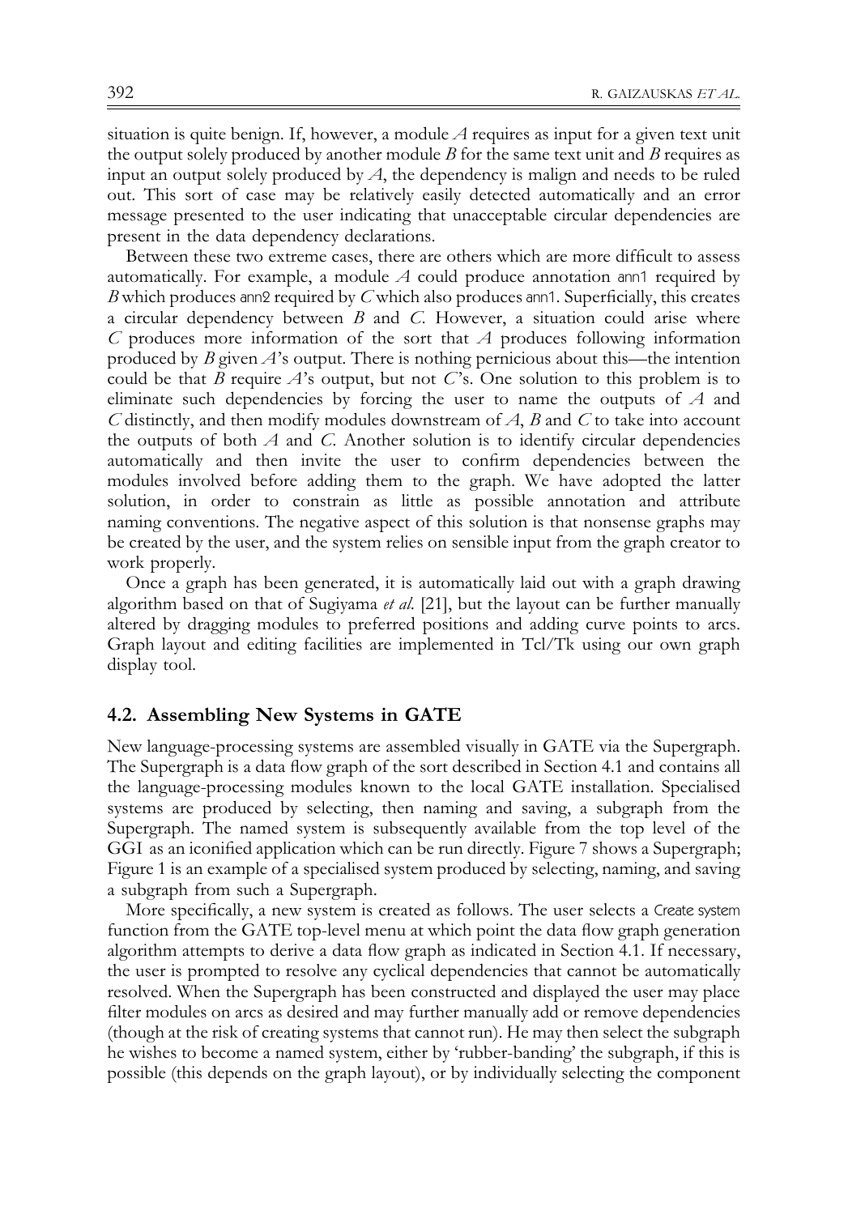situation is quite benign. If, however, a module *A* requires as input for a given text unit the output solely produced by another module *B* for the same text unit and *B* requires as input an output solely produced by *A*, the dependency is malign and needs to be ruled out. This sort of case may be relatively easily detected automatically and an error message presented to the user indicating that unacceptable circular dependencies are present in the data dependency declarations.

Between these two extreme cases, there are others which are more difficult to assess automatically. For example, a module *A* could produce annotation ann1 required by *B* which produces ann2 required by *C* which also produces ann1. Superficially, this creates a circular dependency between *B* and *C*. However, a situation could arise where *C* produces more information of the sort that *A* produces following information produced by *B* given *A*'s output. There is nothing pernicious about this—the intention could be that *B* require *A*'s output, but not *C*'s. One solution to this problem is to eliminate such dependencies by forcing the user to name the outputs of *A* and *C* distinctly, and then modify modules downstream of *A*, *B* and *C* to take into account the outputs of both *A* and *C*. Another solution is to identify circular dependencies automatically and then invite the user to confirm dependencies between the modules involved before adding them to the graph. We have adopted the latter solution, in order to constrain as little as possible annotation and attribute naming conventions. The negative aspect of this solution is that nonsense graphs may be created by the user, and the system relies on sensible input from the graph creator to work properly.

Once a graph has been generated, it is automatically laid out with a graph drawing algorithm based on that of Sugiyama *et al.* [21], but the layout can be further manually altered by dragging modules to preferred positions and adding curve points to arcs. Graph layout and editing facilities are implemented in Tcl/Tk using our own graph display tool.

### 4.2. Assembling New Systems in GATE

New language-processing systems are assembled visually in GATE via the Supergraph. The Supergraph is a data flow graph of the sort described in Section 4.1 and contains all the language-processing modules known to the local GATE installation. Specialised systems are produced by selecting, then naming and saving, a subgraph from the Supergraph. The named system is subsequently available from the top level of the GGI as an iconified application which can be run directly. Figure 7 shows a Supergraph; Figure 1 is an example of a specialised system produced by selecting, naming, and saving a subgraph from such a Supergraph.

More specifically, a new system is created as follows. The user selects a Create system function from the GATE top-level menu at which point the data flow graph generation algorithm attempts to derive a data flow graph as indicated in Section 4.1. If necessary, the user is prompted to resolve any cyclical dependencies that cannot be automatically resolved. When the Supergraph has been constructed and displayed the user may place filter modules on arcs as desired and may further manually add or remove dependencies (though at the risk of creating systems that cannot run). He may then select the subgraph he wishes to become a named system, either by 'rubber-banding' the subgraph, if this is possible (this depends on the graph layout), or by individually selecting the component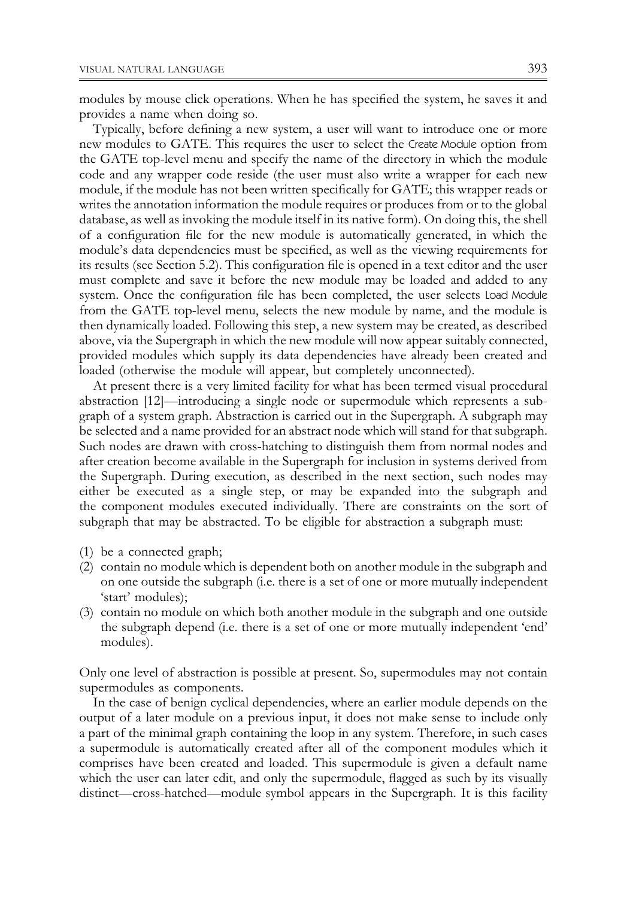modules by mouse click operations. When he has specified the system, he saves it and provides a name when doing so.

Typically, before defining a new system, a user will want to introduce one or more new modules to GATE. This requires the user to select the Create Module option from the GATE top-level menu and specify the name of the directory in which the module code and any wrapper code reside (the user must also write a wrapper for each new module, if the module has not been written specifically for GATE; this wrapper reads or writes the annotation information the module requires or produces from or to the global database, as well as invoking the module itself in its native form). On doing this, the shell of a configuration file for the new module is automatically generated, in which the module's data dependencies must be specified, as well as the viewing requirements for its results (see Section 5.2). This configuration file is opened in a text editor and the user must complete and save it before the new module may be loaded and added to any system. Once the configuration file has been completed, the user selects Load Module from the GATE top-level menu, selects the new module by name, and the module is then dynamically loaded. Following this step, a new system may be created, as described above, via the Supergraph in which the new module will now appear suitably connected, provided modules which supply its data dependencies have already been created and loaded (otherwise the module will appear, but completely unconnected).

At present there is a very limited facility for what has been termed visual procedural abstraction [12]—introducing a single node or supermodule which represents a subgraph of a system graph. Abstraction is carried out in the Supergraph. A subgraph may be selected and a name provided for an abstract node which will stand for that subgraph. Such nodes are drawn with cross-hatching to distinguish them from normal nodes and after creation become available in the Supergraph for inclusion in systems derived from the Supergraph. During execution, as described in the next section, such nodes may either be executed as a single step, or may be expanded into the subgraph and the component modules executed individually. There are constraints on the sort of subgraph that may be abstracted. To be eligible for abstraction a subgraph must:

(1) be a connected graph;
(2) contain no module which is dependent both on another module in the subgraph and on one outside the subgraph (i.e. there is a set of one or more mutually independent 'start' modules);
(3) contain no module on which both another module in the subgraph and one outside the subgraph depend (i.e. there is a set of one or more mutually independent 'end' modules).

Only one level of abstraction is possible at present. So, supermodules may not contain supermodules as components.

In the case of benign cyclical dependencies, where an earlier module depends on the output of a later module on a previous input, it does not make sense to include only a part of the minimal graph containing the loop in any system. Therefore, in such cases a supermodule is automatically created after all of the component modules which it comprises have been created and loaded. This supermodule is given a default name which the user can later edit, and only the supermodule, flagged as such by its visually distinct—cross-hatched—module symbol appears in the Supergraph. It is this facility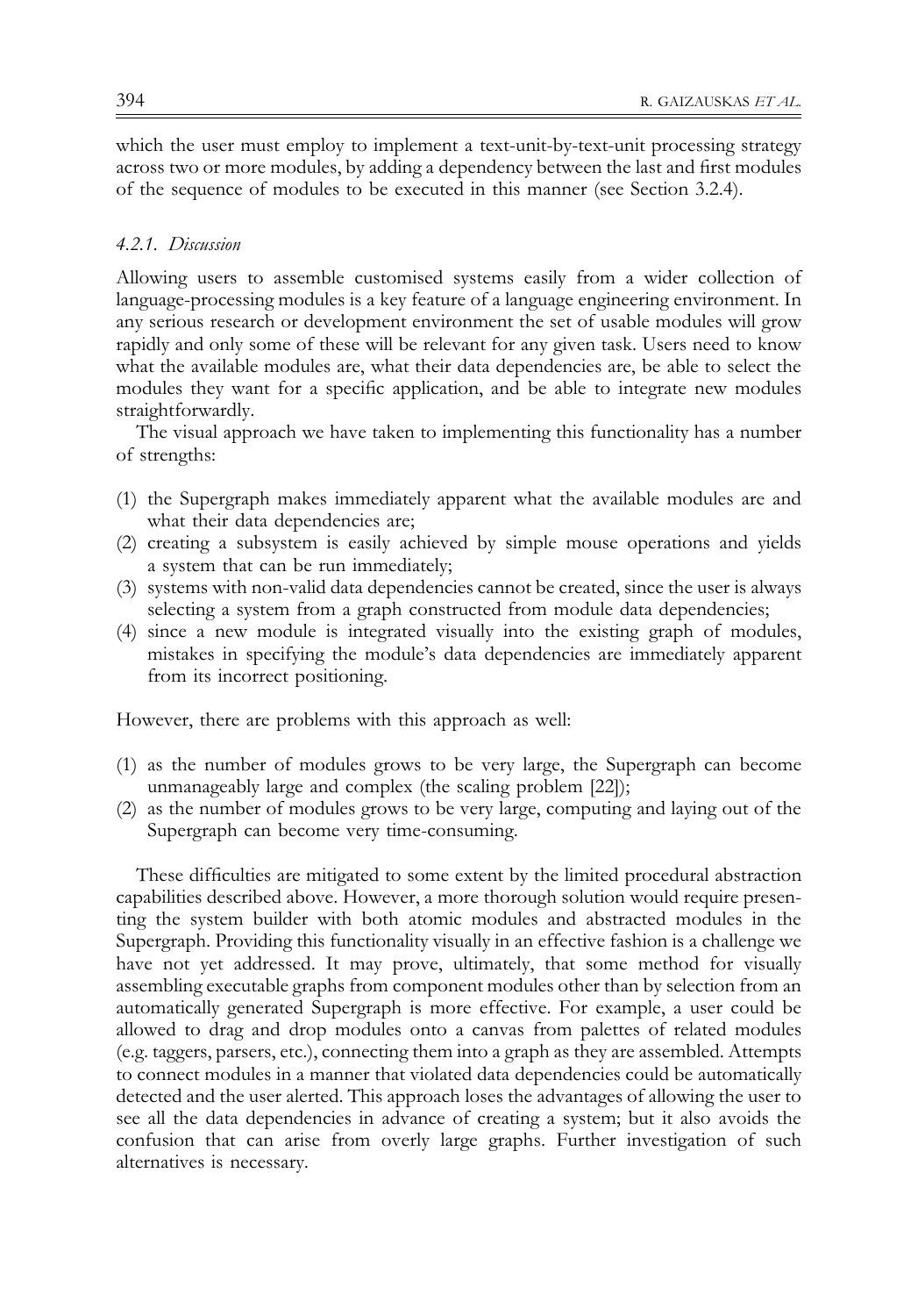which the user must employ to implement a text-unit-by-text-unit processing strategy across two or more modules, by adding a dependency between the last and first modules of the sequence of modules to be executed in this manner (see Section 3.2.4).

#### *4.2.1. Discussion*

Allowing users to assemble customised systems easily from a wider collection of language-processing modules is a key feature of a language engineering environment. In any serious research or development environment the set of usable modules will grow rapidly and only some of these will be relevant for any given task. Users need to know what the available modules are, what their data dependencies are, be able to select the modules they want for a specific application, and be able to integrate new modules straightforwardly.

The visual approach we have taken to implementing this functionality has a number of strengths:

(1) the Supergraph makes immediately apparent what the available modules are and what their data dependencies are;
(2) creating a subsystem is easily achieved by simple mouse operations and yields a system that can be run immediately;
(3) systems with non-valid data dependencies cannot be created, since the user is always selecting a system from a graph constructed from module data dependencies;
(4) since a new module is integrated visually into the existing graph of modules, mistakes in specifying the module's data dependencies are immediately apparent from its incorrect positioning.

However, there are problems with this approach as well:

(1) as the number of modules grows to be very large, the Supergraph can become unmanageably large and complex (the scaling problem [22]);
(2) as the number of modules grows to be very large, computing and laying out of the Supergraph can become very time-consuming.

These difficulties are mitigated to some extent by the limited procedural abstraction capabilities described above. However, a more thorough solution would require presenting the system builder with both atomic modules and abstracted modules in the Supergraph. Providing this functionality visually in an effective fashion is a challenge we have not yet addressed. It may prove, ultimately, that some method for visually assembling executable graphs from component modules other than by selection from an automatically generated Supergraph is more effective. For example, a user could be allowed to drag and drop modules onto a canvas from palettes of related modules (e.g. taggers, parsers, etc.), connecting them into a graph as they are assembled. Attempts to connect modules in a manner that violated data dependencies could be automatically detected and the user alerted. This approach loses the advantages of allowing the user to see all the data dependencies in advance of creating a system; but it also avoids the confusion that can arise from overly large graphs. Further investigation of such alternatives is necessary.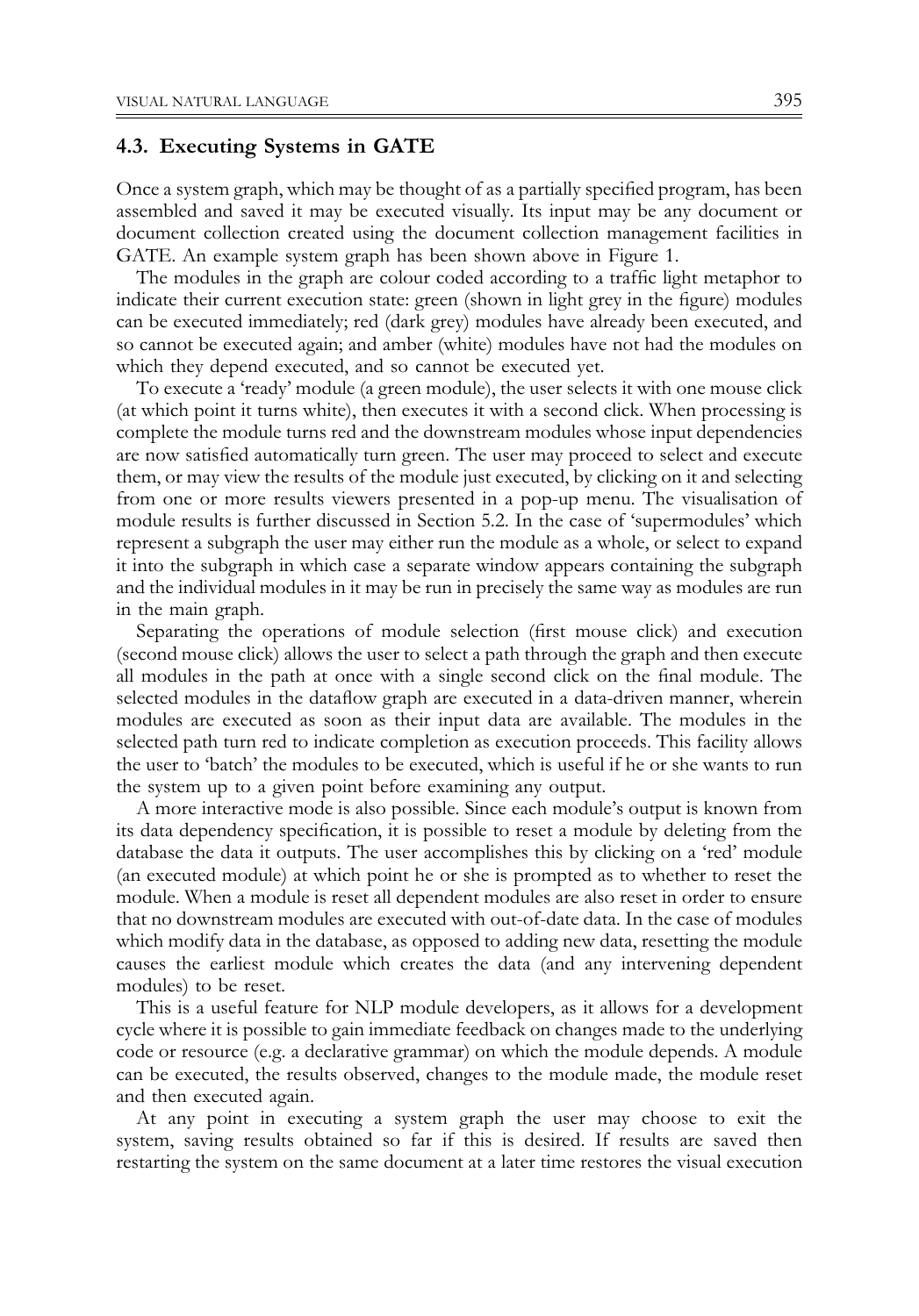### 4.3. Executing Systems in GATE

Once a system graph, which may be thought of as a partially specified program, has been assembled and saved it may be executed visually. Its input may be any document or document collection created using the document collection management facilities in GATE. An example system graph has been shown above in Figure 1.

The modules in the graph are colour coded according to a traffic light metaphor to indicate their current execution state: green (shown in light grey in the figure) modules can be executed immediately; red (dark grey) modules have already been executed, and so cannot be executed again; and amber (white) modules have not had the modules on which they depend executed, and so cannot be executed yet.

To execute a 'ready' module (a green module), the user selects it with one mouse click (at which point it turns white), then executes it with a second click. When processing is complete the module turns red and the downstream modules whose input dependencies are now satisfied automatically turn green. The user may proceed to select and execute them, or may view the results of the module just executed, by clicking on it and selecting from one or more results viewers presented in a pop-up menu. The visualisation of module results is further discussed in Section 5.2. In the case of 'supermodules' which represent a subgraph the user may either run the module as a whole, or select to expand it into the subgraph in which case a separate window appears containing the subgraph and the individual modules in it may be run in precisely the same way as modules are run in the main graph.

Separating the operations of module selection (first mouse click) and execution (second mouse click) allows the user to select a path through the graph and then execute all modules in the path at once with a single second click on the final module. The selected modules in the dataflow graph are executed in a data-driven manner, wherein modules are executed as soon as their input data are available. The modules in the selected path turn red to indicate completion as execution proceeds. This facility allows the user to 'batch' the modules to be executed, which is useful if he or she wants to run the system up to a given point before examining any output.

A more interactive mode is also possible. Since each module's output is known from its data dependency specification, it is possible to reset a module by deleting from the database the data it outputs. The user accomplishes this by clicking on a 'red' module (an executed module) at which point he or she is prompted as to whether to reset the module. When a module is reset all dependent modules are also reset in order to ensure that no downstream modules are executed with out-of-date data. In the case of modules which modify data in the database, as opposed to adding new data, resetting the module causes the earliest module which creates the data (and any intervening dependent modules) to be reset.

This is a useful feature for NLP module developers, as it allows for a development cycle where it is possible to gain immediate feedback on changes made to the underlying code or resource (e.g. a declarative grammar) on which the module depends. A module can be executed, the results observed, changes to the module made, the module reset and then executed again.

At any point in executing a system graph the user may choose to exit the system, saving results obtained so far if this is desired. If results are saved then restarting the system on the same document at a later time restores the visual execution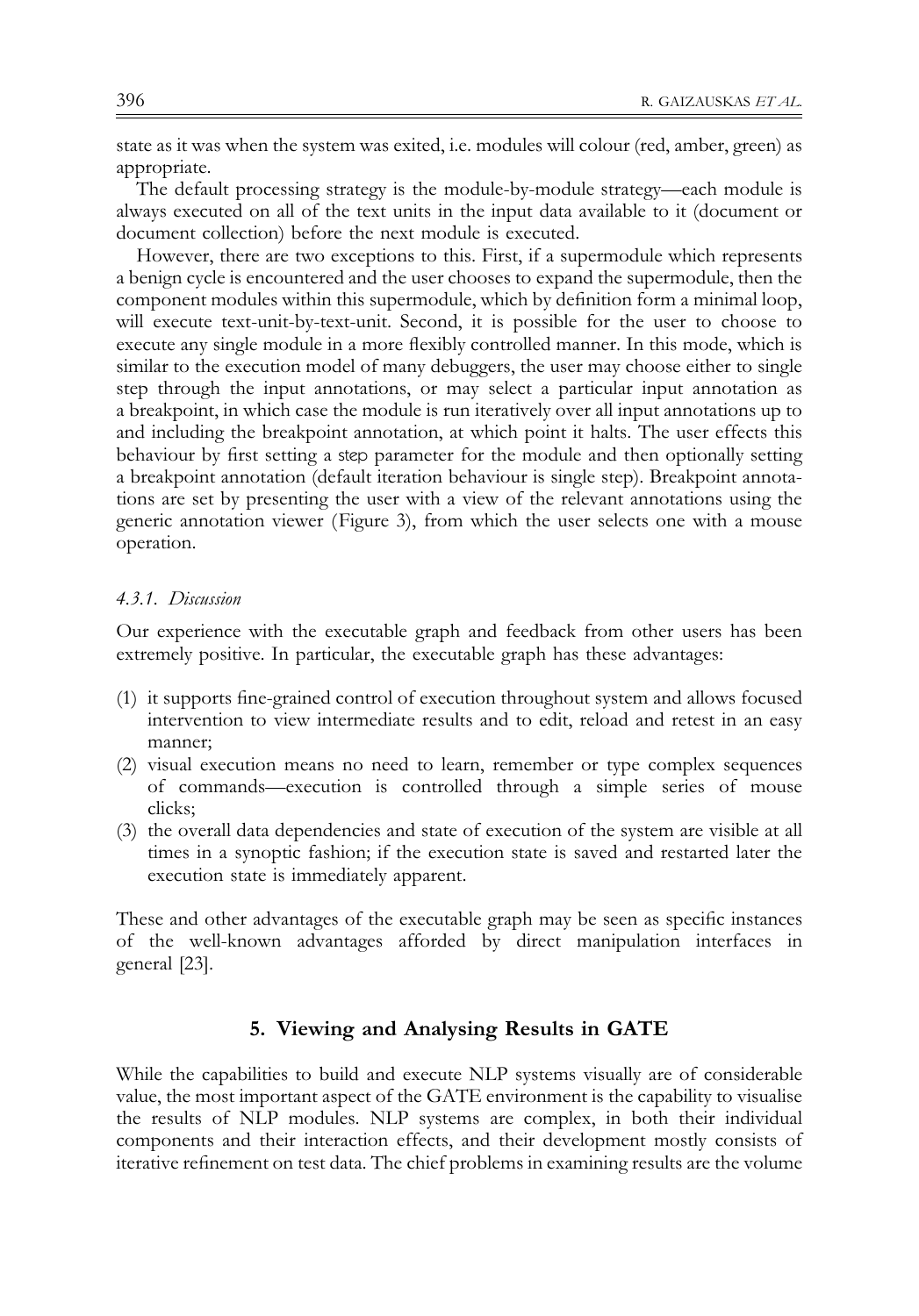state as it was when the system was exited, i.e. modules will colour (red, amber, green) as appropriate.

The default processing strategy is the module-by-module strategy—each module is always executed on all of the text units in the input data available to it (document or document collection) before the next module is executed.

However, there are two exceptions to this. First, if a supermodule which represents a benign cycle is encountered and the user chooses to expand the supermodule, then the component modules within this supermodule, which by definition form a minimal loop, will execute text-unit-by-text-unit. Second, it is possible for the user to choose to execute any single module in a more flexibly controlled manner. In this mode, which is similar to the execution model of many debuggers, the user may choose either to single step through the input annotations, or may select a particular input annotation as a breakpoint, in which case the module is run iteratively over all input annotations up to and including the breakpoint annotation, at which point it halts. The user effects this behaviour by first setting a step parameter for the module and then optionally setting a breakpoint annotation (default iteration behaviour is single step). Breakpoint annotations are set by presenting the user with a view of the relevant annotations using the generic annotation viewer (Figure 3), from which the user selects one with a mouse operation.

#### *4.3.1. Discussion*

Our experience with the executable graph and feedback from other users has been extremely positive. In particular, the executable graph has these advantages:

(1) it supports fine-grained control of execution throughout system and allows focused intervention to view intermediate results and to edit, reload and retest in an easy manner;
(2) visual execution means no need to learn, remember or type complex sequences of commands—execution is controlled through a simple series of mouse clicks;
(3) the overall data dependencies and state of execution of the system are visible at all times in a synoptic fashion; if the execution state is saved and restarted later the execution state is immediately apparent.

These and other advantages of the executable graph may be seen as specific instances of the well-known advantages afforded by direct manipulation interfaces in general [23].

## 5. Viewing and Analysing Results in GATE

While the capabilities to build and execute NLP systems visually are of considerable value, the most important aspect of the GATE environment is the capability to visualise the results of NLP modules. NLP systems are complex, in both their individual components and their interaction effects, and their development mostly consists of iterative refinement on test data. The chief problems in examining results are the volume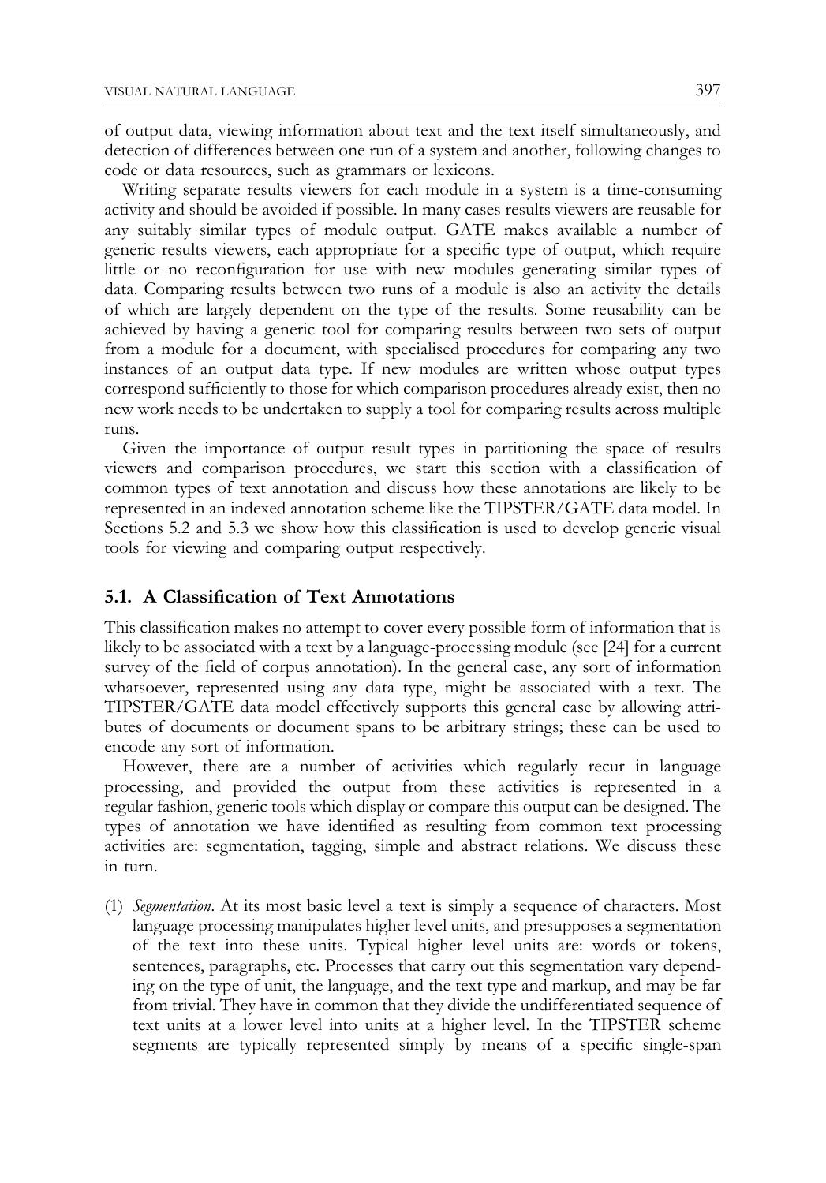of output data, viewing information about text and the text itself simultaneously, and detection of differences between one run of a system and another, following changes to code or data resources, such as grammars or lexicons.

Writing separate results viewers for each module in a system is a time-consuming activity and should be avoided if possible. In many cases results viewers are reusable for any suitably similar types of module output. GATE makes available a number of generic results viewers, each appropriate for a specific type of output, which require little or no reconfiguration for use with new modules generating similar types of data. Comparing results between two runs of a module is also an activity the details of which are largely dependent on the type of the results. Some reusability can be achieved by having a generic tool for comparing results between two sets of output from a module for a document, with specialised procedures for comparing any two instances of an output data type. If new modules are written whose output types correspond sufficiently to those for which comparison procedures already exist, then no new work needs to be undertaken to supply a tool for comparing results across multiple runs.

Given the importance of output result types in partitioning the space of results viewers and comparison procedures, we start this section with a classification of common types of text annotation and discuss how these annotations are likely to be represented in an indexed annotation scheme like the TIPSTER/GATE data model. In Sections 5.2 and 5.3 we show how this classification is used to develop generic visual tools for viewing and comparing output respectively.

### 5.1. A Classification of Text Annotations

This classification makes no attempt to cover every possible form of information that is likely to be associated with a text by a language-processing module (see [24] for a current survey of the field of corpus annotation). In the general case, any sort of information whatsoever, represented using any data type, might be associated with a text. The TIPSTER/GATE data model effectively supports this general case by allowing attributes of documents or document spans to be arbitrary strings; these can be used to encode any sort of information.

However, there are a number of activities which regularly recur in language processing, and provided the output from these activities is represented in a regular fashion, generic tools which display or compare this output can be designed. The types of annotation we have identified as resulting from common text processing activities are: segmentation, tagging, simple and abstract relations. We discuss these in turn.

(1) *Segmentation*. At its most basic level a text is simply a sequence of characters. Most language processing manipulates higher level units, and presupposes a segmentation of the text into these units. Typical higher level units are: words or tokens, sentences, paragraphs, etc. Processes that carry out this segmentation vary depending on the type of unit, the language, and the text type and markup, and may be far from trivial. They have in common that they divide the undifferentiated sequence of text units at a lower level into units at a higher level. In the TIPSTER scheme segments are typically represented simply by means of a specific single-span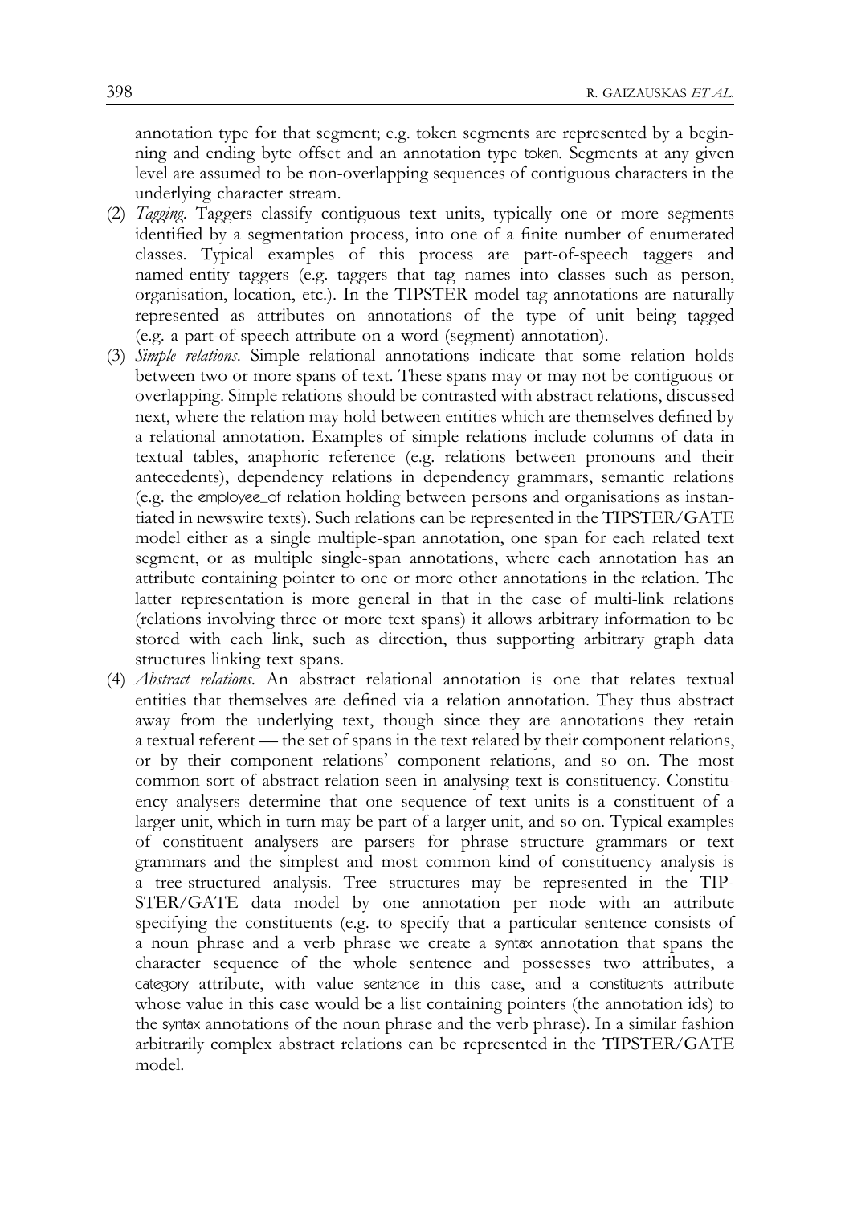annotation type for that segment; e.g. token segments are represented by a beginning and ending byte offset and an annotation type token. Segments at any given level are assumed to be non-overlapping sequences of contiguous characters in the underlying character stream.

(2) *Tagging*. Taggers classify contiguous text units, typically one or more segments identified by a segmentation process, into one of a finite number of enumerated classes. Typical examples of this process are part-of-speech taggers and named-entity taggers (e.g. taggers that tag names into classes such as person, organisation, location, etc.). In the TIPSTER model tag annotations are naturally represented as attributes on annotations of the type of unit being tagged (e.g. a part-of-speech attribute on a word (segment) annotation).

(3) *Simple relations*. Simple relational annotations indicate that some relation holds between two or more spans of text. These spans may or may not be contiguous or overlapping. Simple relations should be contrasted with abstract relations, discussed next, where the relation may hold between entities which are themselves defined by a relational annotation. Examples of simple relations include columns of data in textual tables, anaphoric reference (e.g. relations between pronouns and their antecedents), dependency relations in dependency grammars, semantic relations (e.g. the employee_of relation holding between persons and organisations as instantiated in newswire texts). Such relations can be represented in the TIPSTER/GATE model either as a single multiple-span annotation, one span for each related text segment, or as multiple single-span annotations, where each annotation has an attribute containing pointer to one or more other annotations in the relation. The latter representation is more general in that in the case of multi-link relations (relations involving three or more text spans) it allows arbitrary information to be stored with each link, such as direction, thus supporting arbitrary graph data structures linking text spans.

(4) *Abstract relations*. An abstract relational annotation is one that relates textual entities that themselves are defined via a relation annotation. They thus abstract away from the underlying text, though since they are annotations they retain a textual referent — the set of spans in the text related by their component relations, or by their component relations' component relations, and so on. The most common sort of abstract relation seen in analysing text is constituency. Constituency analysers determine that one sequence of text units is a constituent of a larger unit, which in turn may be part of a larger unit, and so on. Typical examples of constituent analysers are parsers for phrase structure grammars or text grammars and the simplest and most common kind of constituency analysis is a tree-structured analysis. Tree structures may be represented in the TIPSTER/GATE data model by one annotation per node with an attribute specifying the constituents (e.g. to specify that a particular sentence consists of a noun phrase and a verb phrase we create a syntax annotation that spans the character sequence of the whole sentence and possesses two attributes, a category attribute, with value sentence in this case, and a constituents attribute whose value in this case would be a list containing pointers (the annotation ids) to the syntax annotations of the noun phrase and the verb phrase). In a similar fashion arbitrarily complex abstract relations can be represented in the TIPSTER/GATE model.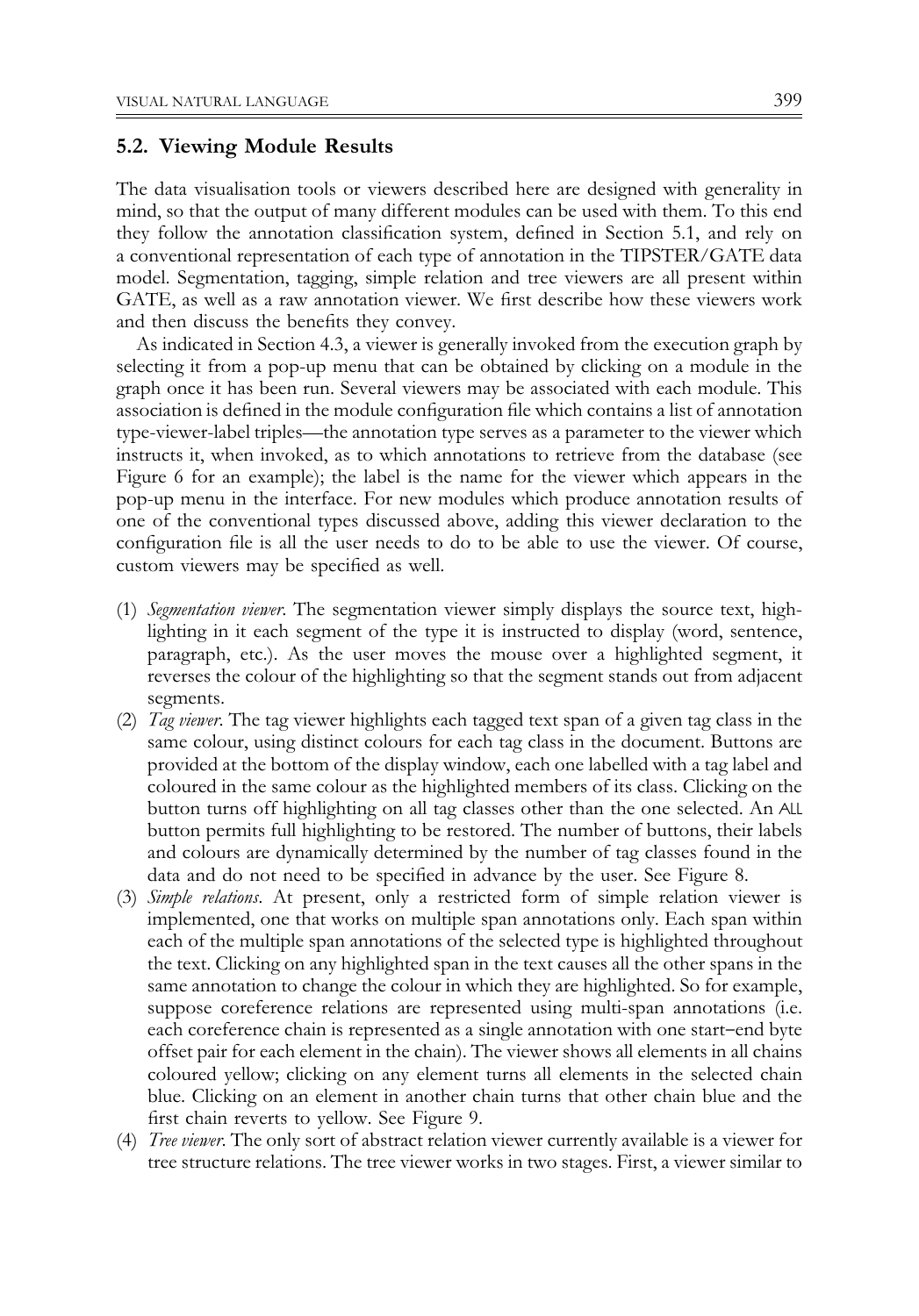## 5.2. Viewing Module Results

The data visualisation tools or viewers described here are designed with generality in mind, so that the output of many different modules can be used with them. To this end they follow the annotation classification system, defined in Section 5.1, and rely on a conventional representation of each type of annotation in the TIPSTER/GATE data model. Segmentation, tagging, simple relation and tree viewers are all present within GATE, as well as a raw annotation viewer. We first describe how these viewers work and then discuss the benefits they convey.

As indicated in Section 4.3, a viewer is generally invoked from the execution graph by selecting it from a pop-up menu that can be obtained by clicking on a module in the graph once it has been run. Several viewers may be associated with each module. This association is defined in the module configuration file which contains a list of annotation type-viewer-label triples—the annotation type serves as a parameter to the viewer which instructs it, when invoked, as to which annotations to retrieve from the database (see Figure 6 for an example); the label is the name for the viewer which appears in the pop-up menu in the interface. For new modules which produce annotation results of one of the conventional types discussed above, adding this viewer declaration to the configuration file is all the user needs to do to be able to use the viewer. Of course, custom viewers may be specified as well.

(1) *Segmentation viewer*. The segmentation viewer simply displays the source text, highlighting in it each segment of the type it is instructed to display (word, sentence, paragraph, etc.). As the user moves the mouse over a highlighted segment, it reverses the colour of the highlighting so that the segment stands out from adjacent segments.

(2) *Tag viewer*. The tag viewer highlights each tagged text span of a given tag class in the same colour, using distinct colours for each tag class in the document. Buttons are provided at the bottom of the display window, each one labelled with a tag label and coloured in the same colour as the highlighted members of its class. Clicking on the button turns off highlighting on all tag classes other than the one selected. An ALL button permits full highlighting to be restored. The number of buttons, their labels and colours are dynamically determined by the number of tag classes found in the data and do not need to be specified in advance by the user. See Figure 8.

(3) *Simple relations*. At present, only a restricted form of simple relation viewer is implemented, one that works on multiple span annotations only. Each span within each of the multiple span annotations of the selected type is highlighted throughout the text. Clicking on any highlighted span in the text causes all the other spans in the same annotation to change the colour in which they are highlighted. So for example, suppose coreference relations are represented using multi-span annotations (i.e. each coreference chain is represented as a single annotation with one start–end byte offset pair for each element in the chain). The viewer shows all elements in all chains coloured yellow; clicking on any element turns all elements in the selected chain blue. Clicking on an element in another chain turns that other chain blue and the first chain reverts to yellow. See Figure 9.

(4) *Tree viewer*. The only sort of abstract relation viewer currently available is a viewer for tree structure relations. The tree viewer works in two stages. First, a viewer similar to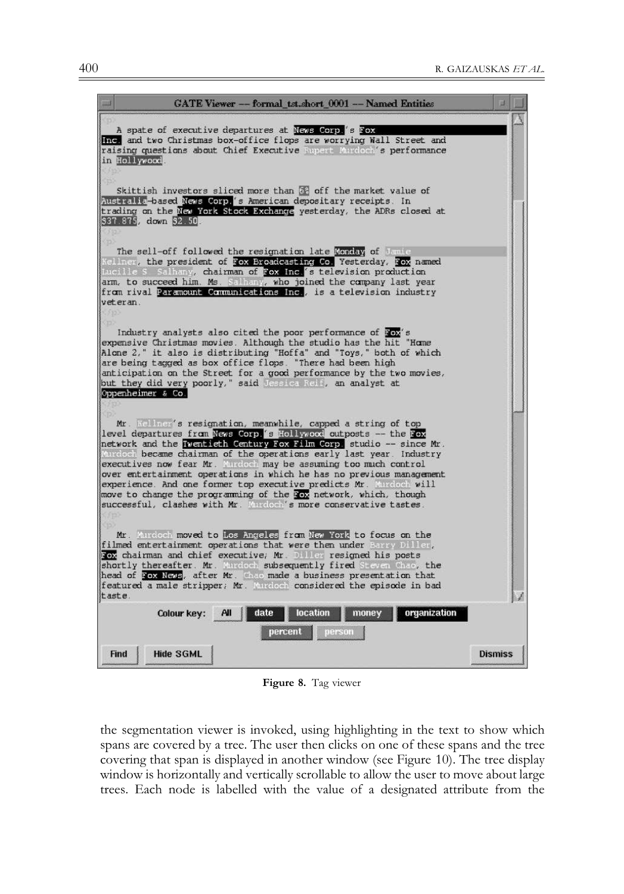**Figure 8.** Tag viewer

the segmentation viewer is invoked, using highlighting in the text to show which spans are covered by a tree. The user then clicks on one of these spans and the tree covering that span is displayed in another window (see Figure 10). The tree display window is horizontally and vertically scrollable to allow the user to move about large trees. Each node is labelled with the value of a designated attribute from the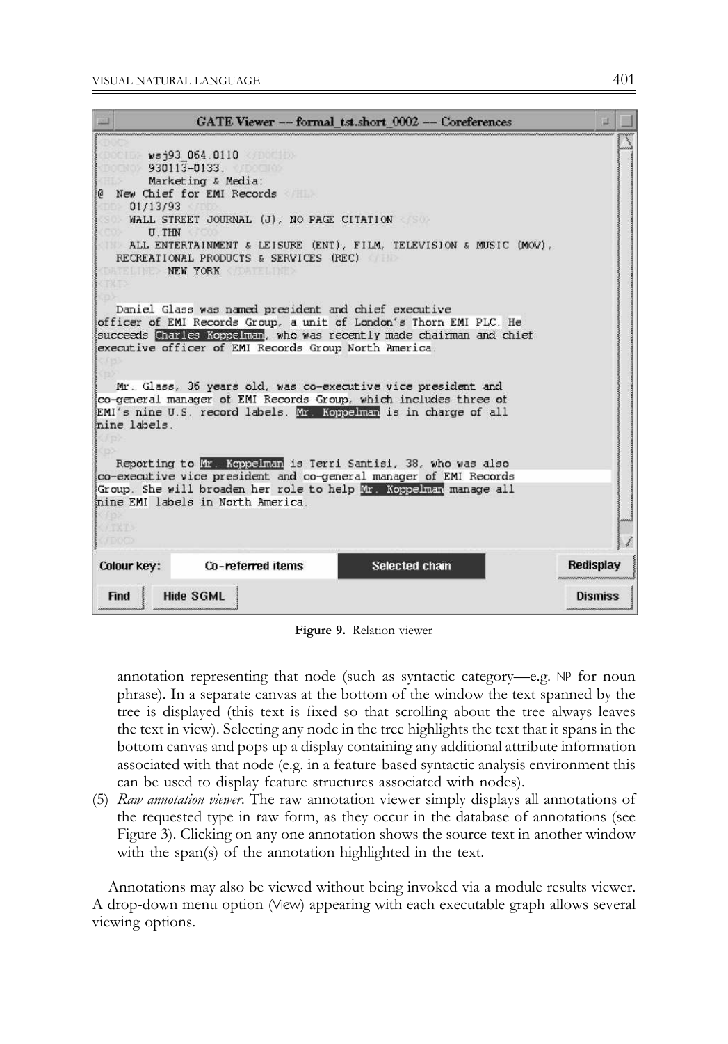Figure 9. Relation viewer

annotation representing that node (such as syntactic category—e.g. NP for noun phrase). In a separate canvas at the bottom of the window the text spanned by the tree is displayed (this text is fixed so that scrolling about the tree always leaves the text in view). Selecting any node in the tree highlights the text that it spans in the bottom canvas and pops up a display containing any additional attribute information associated with that node (e.g. in a feature-based syntactic analysis environment this can be used to display feature structures associated with nodes).

(5) *Raw annotation viewer*. The raw annotation viewer simply displays all annotations of the requested type in raw form, as they occur in the database of annotations (see Figure 3). Clicking on any one annotation shows the source text in another window with the span(s) of the annotation highlighted in the text.

Annotations may also be viewed without being invoked via a module results viewer. A drop-down menu option (View) appearing with each executable graph allows several viewing options.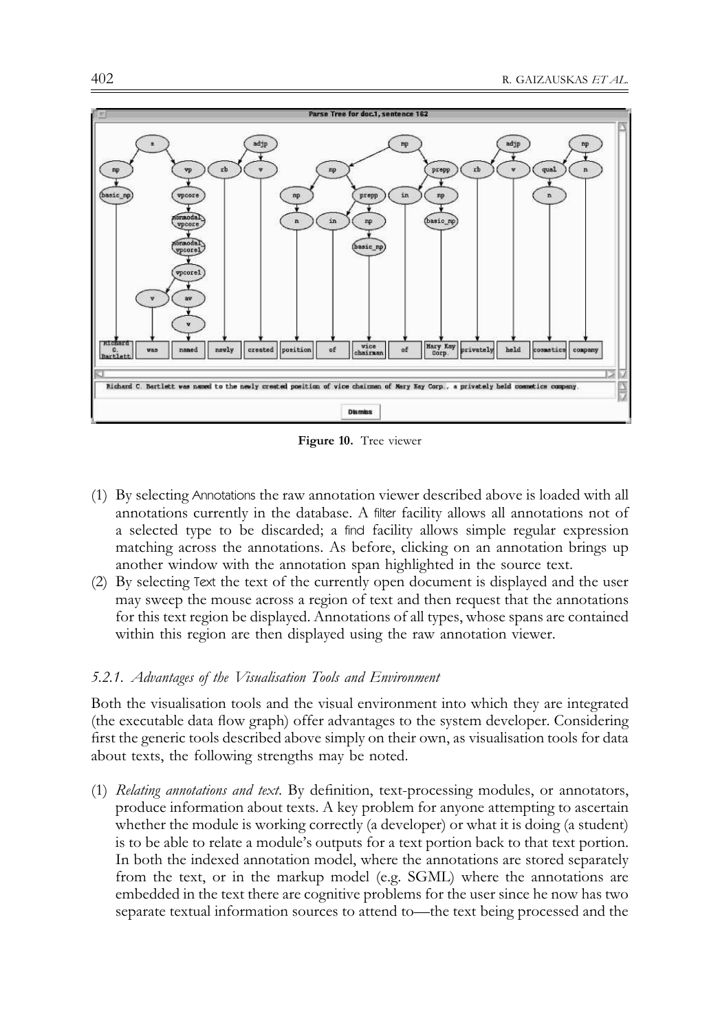Figure 10. Tree viewer

(1) By selecting Annotations the raw annotation viewer described above is loaded with all annotations currently in the database. A filter facility allows all annotations not of a selected type to be discarded; a find facility allows simple regular expression matching across the annotations. As before, clicking on an annotation brings up another window with the annotation span highlighted in the source text.
(2) By selecting Text the text of the currently open document is displayed and the user may sweep the mouse across a region of text and then request that the annotations for this text region be displayed. Annotations of all types, whose spans are contained within this region are then displayed using the raw annotation viewer.

### 5.2.1. *Advantages of the Visualisation Tools and Environment*

Both the visualisation tools and the visual environment into which they are integrated (the executable data flow graph) offer advantages to the system developer. Considering first the generic tools described above simply on their own, as visualisation tools for data about texts, the following strengths may be noted.

(1) *Relating annotations and text*. By definition, text-processing modules, or annotators, produce information about texts. A key problem for anyone attempting to ascertain whether the module is working correctly (a developer) or what it is doing (a student) is to be able to relate a module's outputs for a text portion back to that text portion. In both the indexed annotation model, where the annotations are stored separately from the text, or in the markup model (e.g. SGML) where the annotations are embedded in the text there are cognitive problems for the user since he now has two separate textual information sources to attend to—the text being processed and the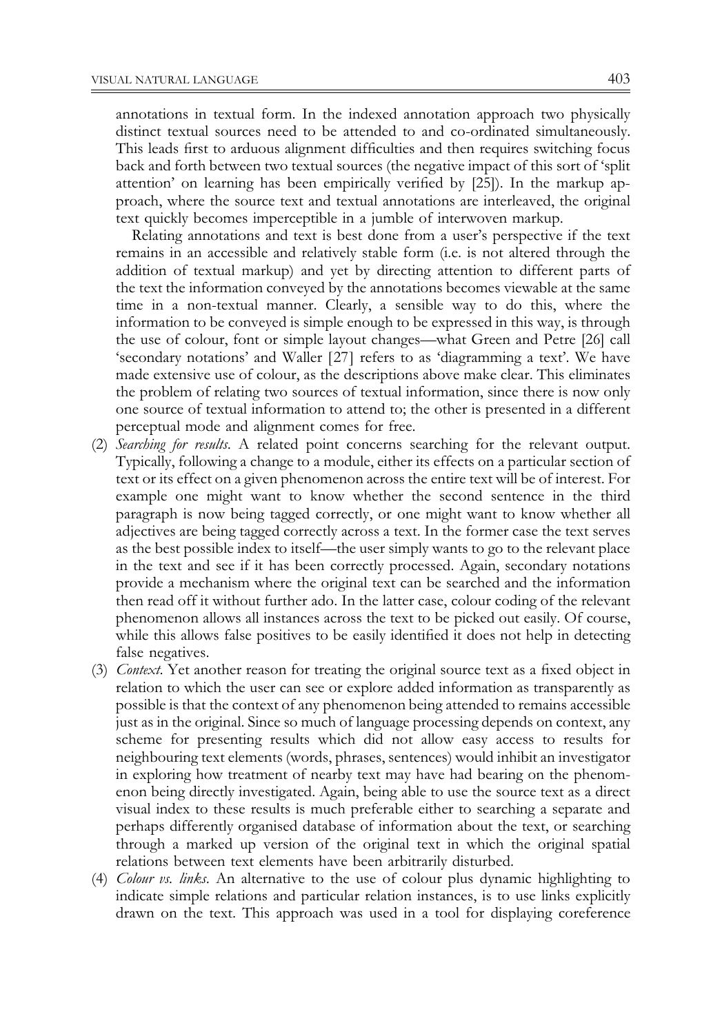annotations in textual form. In the indexed annotation approach two physically distinct textual sources need to be attended to and co-ordinated simultaneously. This leads first to arduous alignment difficulties and then requires switching focus back and forth between two textual sources (the negative impact of this sort of 'split attention' on learning has been empirically verified by [25]). In the markup approach, where the source text and textual annotations are interleaved, the original text quickly becomes imperceptible in a jumble of interwoven markup.

Relating annotations and text is best done from a user's perspective if the text remains in an accessible and relatively stable form (i.e. is not altered through the addition of textual markup) and yet by directing attention to different parts of the text the information conveyed by the annotations becomes viewable at the same time in a non-textual manner. Clearly, a sensible way to do this, where the information to be conveyed is simple enough to be expressed in this way, is through the use of colour, font or simple layout changes—what Green and Petre [26] call 'secondary notations' and Waller [27] refers to as 'diagramming a text'. We have made extensive use of colour, as the descriptions above make clear. This eliminates the problem of relating two sources of textual information, since there is now only one source of textual information to attend to; the other is presented in a different perceptual mode and alignment comes for free.

(2) *Searching for results*. A related point concerns searching for the relevant output. Typically, following a change to a module, either its effects on a particular section of text or its effect on a given phenomenon across the entire text will be of interest. For example one might want to know whether the second sentence in the third paragraph is now being tagged correctly, or one might want to know whether all adjectives are being tagged correctly across a text. In the former case the text serves as the best possible index to itself—the user simply wants to go to the relevant place in the text and see if it has been correctly processed. Again, secondary notations provide a mechanism where the original text can be searched and the information then read off it without further ado. In the latter case, colour coding of the relevant phenomenon allows all instances across the text to be picked out easily. Of course, while this allows false positives to be easily identified it does not help in detecting false negatives.

(3) *Context*. Yet another reason for treating the original source text as a fixed object in relation to which the user can see or explore added information as transparently as possible is that the context of any phenomenon being attended to remains accessible just as in the original. Since so much of language processing depends on context, any scheme for presenting results which did not allow easy access to results for neighbouring text elements (words, phrases, sentences) would inhibit an investigator in exploring how treatment of nearby text may have had bearing on the phenomenon being directly investigated. Again, being able to use the source text as a direct visual index to these results is much preferable either to searching a separate and perhaps differently organised database of information about the text, or searching through a marked up version of the original text in which the original spatial relations between text elements have been arbitrarily disturbed.

(4) *Colour vs. links*. An alternative to the use of colour plus dynamic highlighting to indicate simple relations and particular relation instances, is to use links explicitly drawn on the text. This approach was used in a tool for displaying coreference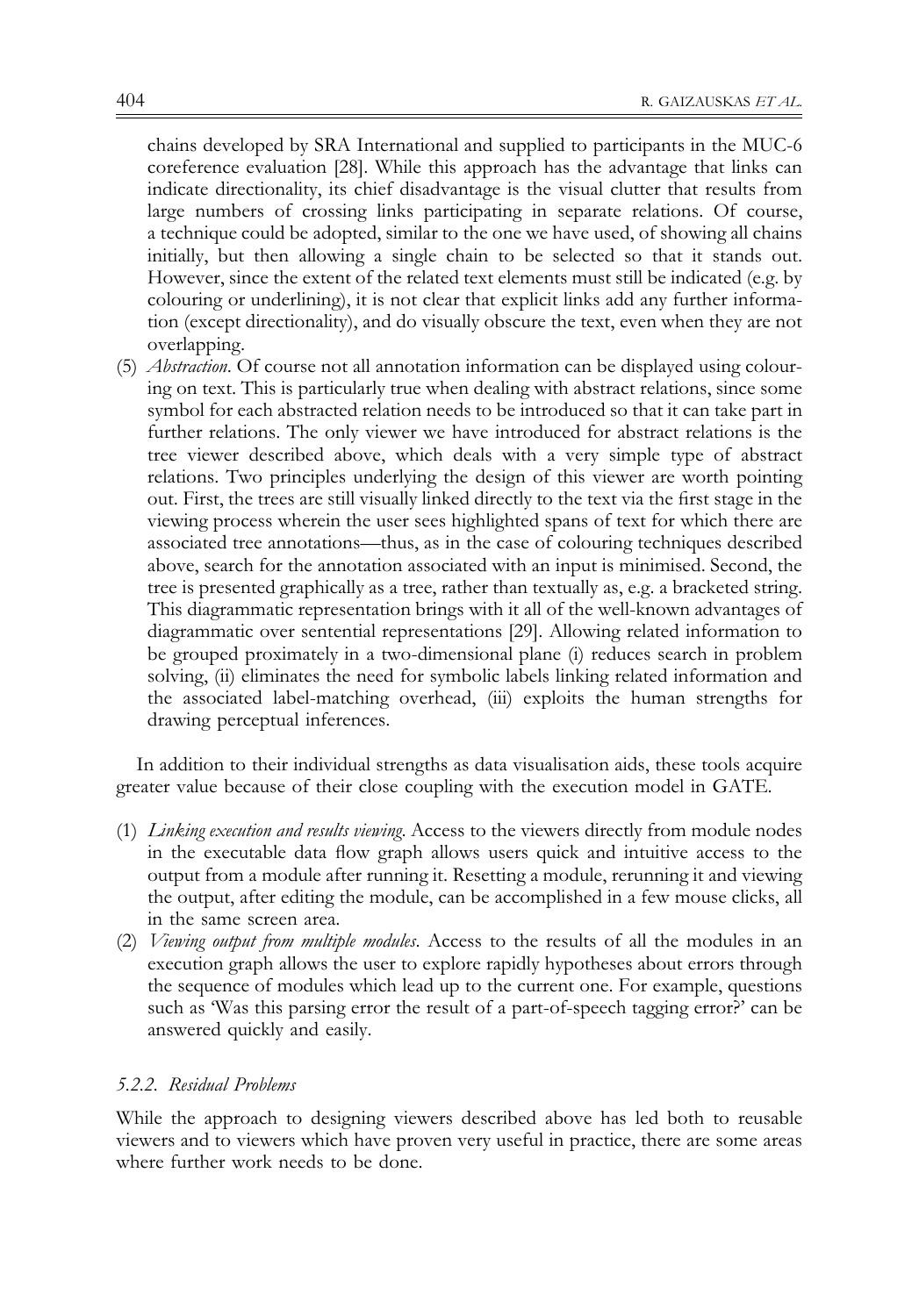chains developed by SRA International and supplied to participants in the MUC-6 coreference evaluation [28]. While this approach has the advantage that links can indicate directionality, its chief disadvantage is the visual clutter that results from large numbers of crossing links participating in separate relations. Of course, a technique could be adopted, similar to the one we have used, of showing all chains initially, but then allowing a single chain to be selected so that it stands out. However, since the extent of the related text elements must still be indicated (e.g. by colouring or underlining), it is not clear that explicit links add any further information (except directionality), and do visually obscure the text, even when they are not overlapping.

(5) *Abstraction*. Of course not all annotation information can be displayed using colouring on text. This is particularly true when dealing with abstract relations, since some symbol for each abstracted relation needs to be introduced so that it can take part in further relations. The only viewer we have introduced for abstract relations is the tree viewer described above, which deals with a very simple type of abstract relations. Two principles underlying the design of this viewer are worth pointing out. First, the trees are still visually linked directly to the text via the first stage in the viewing process wherein the user sees highlighted spans of text for which there are associated tree annotations—thus, as in the case of colouring techniques described above, search for the annotation associated with an input is minimised. Second, the tree is presented graphically as a tree, rather than textually as, e.g. a bracketed string. This diagrammatic representation brings with it all of the well-known advantages of diagrammatic over sentential representations [29]. Allowing related information to be grouped proximately in a two-dimensional plane (i) reduces search in problem solving, (ii) eliminates the need for symbolic labels linking related information and the associated label-matching overhead, (iii) exploits the human strengths for drawing perceptual inferences.

In addition to their individual strengths as data visualisation aids, these tools acquire greater value because of their close coupling with the execution model in GATE.

(1) *Linking execution and results viewing*. Access to the viewers directly from module nodes in the executable data flow graph allows users quick and intuitive access to the output from a module after running it. Resetting a module, rerunning it and viewing the output, after editing the module, can be accomplished in a few mouse clicks, all in the same screen area.

(2) *Viewing output from multiple modules*. Access to the results of all the modules in an execution graph allows the user to explore rapidly hypotheses about errors through the sequence of modules which lead up to the current one. For example, questions such as 'Was this parsing error the result of a part-of-speech tagging error?' can be answered quickly and easily.

### 5.2.2. Residual Problems

While the approach to designing viewers described above has led both to reusable viewers and to viewers which have proven very useful in practice, there are some areas where further work needs to be done.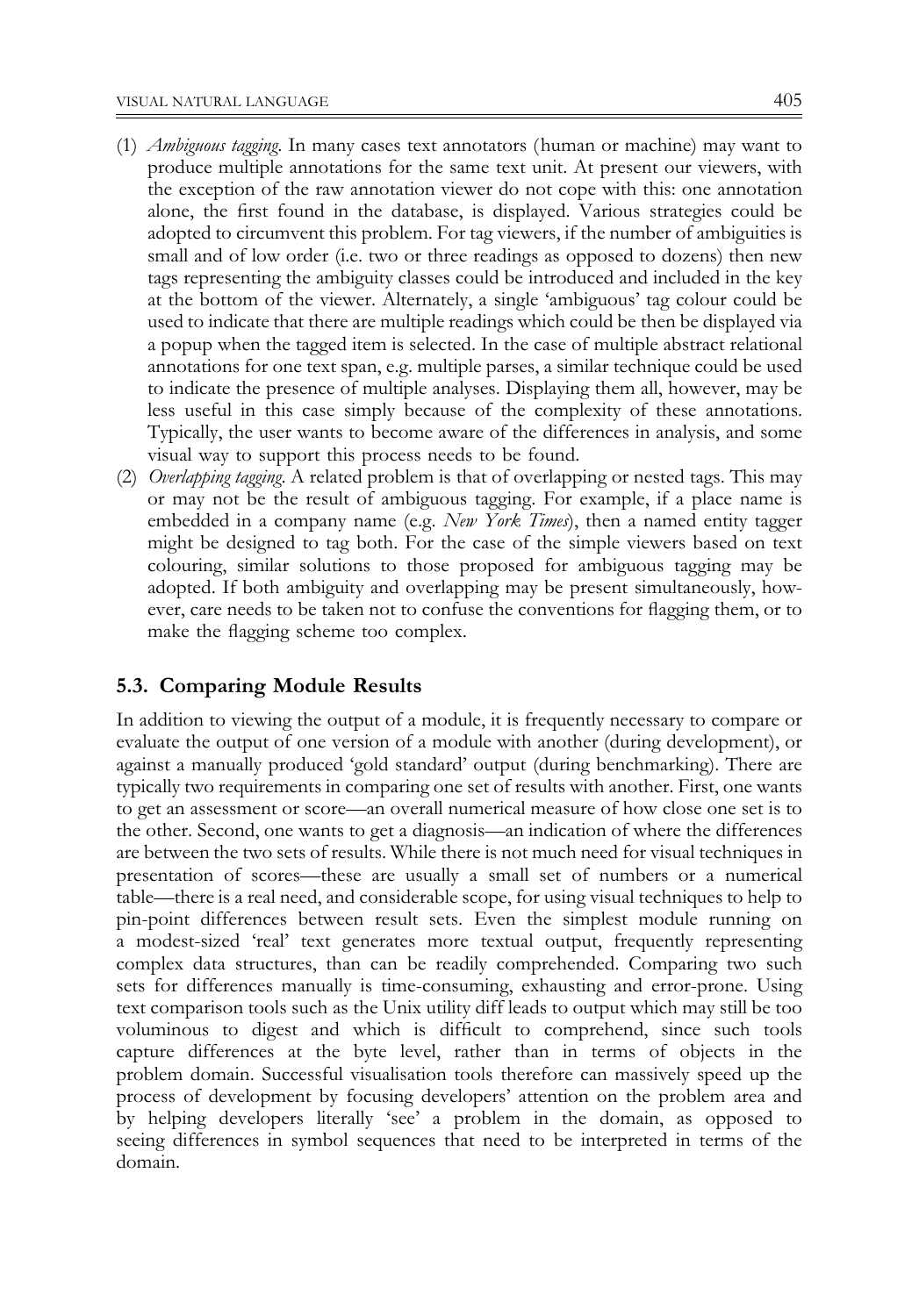(1) *Ambiguous tagging*. In many cases text annotators (human or machine) may want to produce multiple annotations for the same text unit. At present our viewers, with the exception of the raw annotation viewer do not cope with this: one annotation alone, the first found in the database, is displayed. Various strategies could be adopted to circumvent this problem. For tag viewers, if the number of ambiguities is small and of low order (i.e. two or three readings as opposed to dozens) then new tags representing the ambiguity classes could be introduced and included in the key at the bottom of the viewer. Alternately, a single 'ambiguous' tag colour could be used to indicate that there are multiple readings which could be then be displayed via a popup when the tagged item is selected. In the case of multiple abstract relational annotations for one text span, e.g. multiple parses, a similar technique could be used to indicate the presence of multiple analyses. Displaying them all, however, may be less useful in this case simply because of the complexity of these annotations. Typically, the user wants to become aware of the differences in analysis, and some visual way to support this process needs to be found.

(2) *Overlapping tagging*. A related problem is that of overlapping or nested tags. This may or may not be the result of ambiguous tagging. For example, if a place name is embedded in a company name (e.g. *New York Times*), then a named entity tagger might be designed to tag both. For the case of the simple viewers based on text colouring, similar solutions to those proposed for ambiguous tagging may be adopted. If both ambiguity and overlapping may be present simultaneously, however, care needs to be taken not to confuse the conventions for flagging them, or to make the flagging scheme too complex.

### 5.3. Comparing Module Results

In addition to viewing the output of a module, it is frequently necessary to compare or evaluate the output of one version of a module with another (during development), or against a manually produced 'gold standard' output (during benchmarking). There are typically two requirements in comparing one set of results with another. First, one wants to get an assessment or score—an overall numerical measure of how close one set is to the other. Second, one wants to get a diagnosis—an indication of where the differences are between the two sets of results. While there is not much need for visual techniques in presentation of scores—these are usually a small set of numbers or a numerical table—there is a real need, and considerable scope, for using visual techniques to help to pin-point differences between result sets. Even the simplest module running on a modest-sized 'real' text generates more textual output, frequently representing complex data structures, than can be readily comprehended. Comparing two such sets for differences manually is time-consuming, exhausting and error-prone. Using text comparison tools such as the Unix utility diff leads to output which may still be too voluminous to digest and which is difficult to comprehend, since such tools capture differences at the byte level, rather than in terms of objects in the problem domain. Successful visualisation tools therefore can massively speed up the process of development by focusing developers' attention on the problem area and by helping developers literally 'see' a problem in the domain, as opposed to seeing differences in symbol sequences that need to be interpreted in terms of the domain.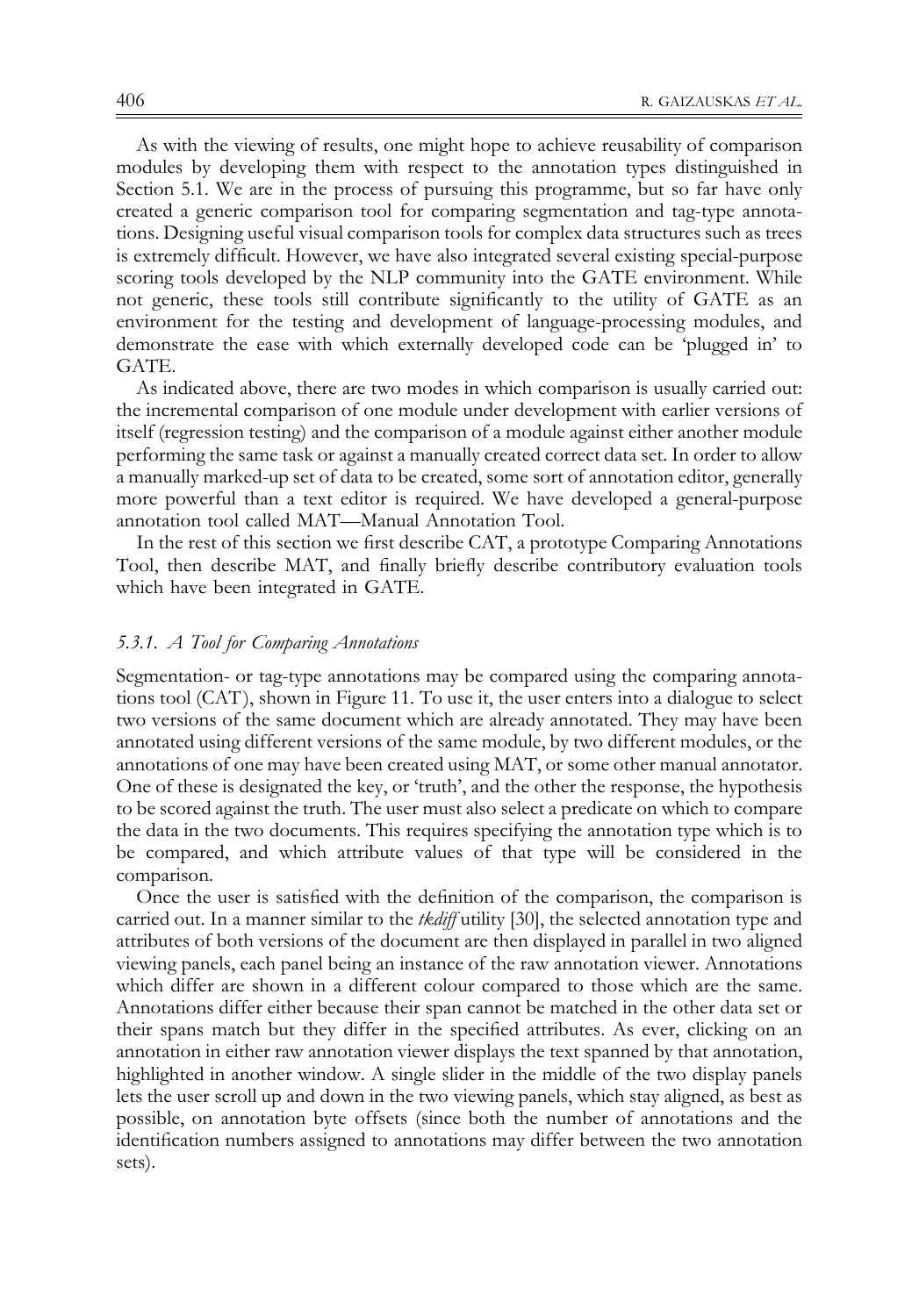As with the viewing of results, one might hope to achieve reusability of comparison modules by developing them with respect to the annotation types distinguished in Section 5.1. We are in the process of pursuing this programme, but so far have only created a generic comparison tool for comparing segmentation and tag-type annotations. Designing useful visual comparison tools for complex data structures such as trees is extremely difficult. However, we have also integrated several existing special-purpose scoring tools developed by the NLP community into the GATE environment. While not generic, these tools still contribute significantly to the utility of GATE as an environment for the testing and development of language-processing modules, and demonstrate the ease with which externally developed code can be 'plugged in' to GATE.

As indicated above, there are two modes in which comparison is usually carried out: the incremental comparison of one module under development with earlier versions of itself (regression testing) and the comparison of a module against either another module performing the same task or against a manually created correct data set. In order to allow a manually marked-up set of data to be created, some sort of annotation editor, generally more powerful than a text editor is required. We have developed a general-purpose annotation tool called MAT—Manual Annotation Tool.

In the rest of this section we first describe CAT, a prototype Comparing Annotations Tool, then describe MAT, and finally briefly describe contributory evaluation tools which have been integrated in GATE.

### *5.3.1. A Tool for Comparing Annotations*

Segmentation- or tag-type annotations may be compared using the comparing annotations tool (CAT), shown in Figure 11. To use it, the user enters into a dialogue to select two versions of the same document which are already annotated. They may have been annotated using different versions of the same module, by two different modules, or the annotations of one may have been created using MAT, or some other manual annotator. One of these is designated the key, or 'truth', and the other the response, the hypothesis to be scored against the truth. The user must also select a predicate on which to compare the data in the two documents. This requires specifying the annotation type which is to be compared, and which attribute values of that type will be considered in the comparison.

Once the user is satisfied with the definition of the comparison, the comparison is carried out. In a manner similar to the *tkdiff* utility [30], the selected annotation type and attributes of both versions of the document are then displayed in parallel in two aligned viewing panels, each panel being an instance of the raw annotation viewer. Annotations which differ are shown in a different colour compared to those which are the same. Annotations differ either because their span cannot be matched in the other data set or their spans match but they differ in the specified attributes. As ever, clicking on an annotation in either raw annotation viewer displays the text spanned by that annotation, highlighted in another window. A single slider in the middle of the two display panels lets the user scroll up and down in the two viewing panels, which stay aligned, as best as possible, on annotation byte offsets (since both the number of annotations and the identification numbers assigned to annotations may differ between the two annotation sets).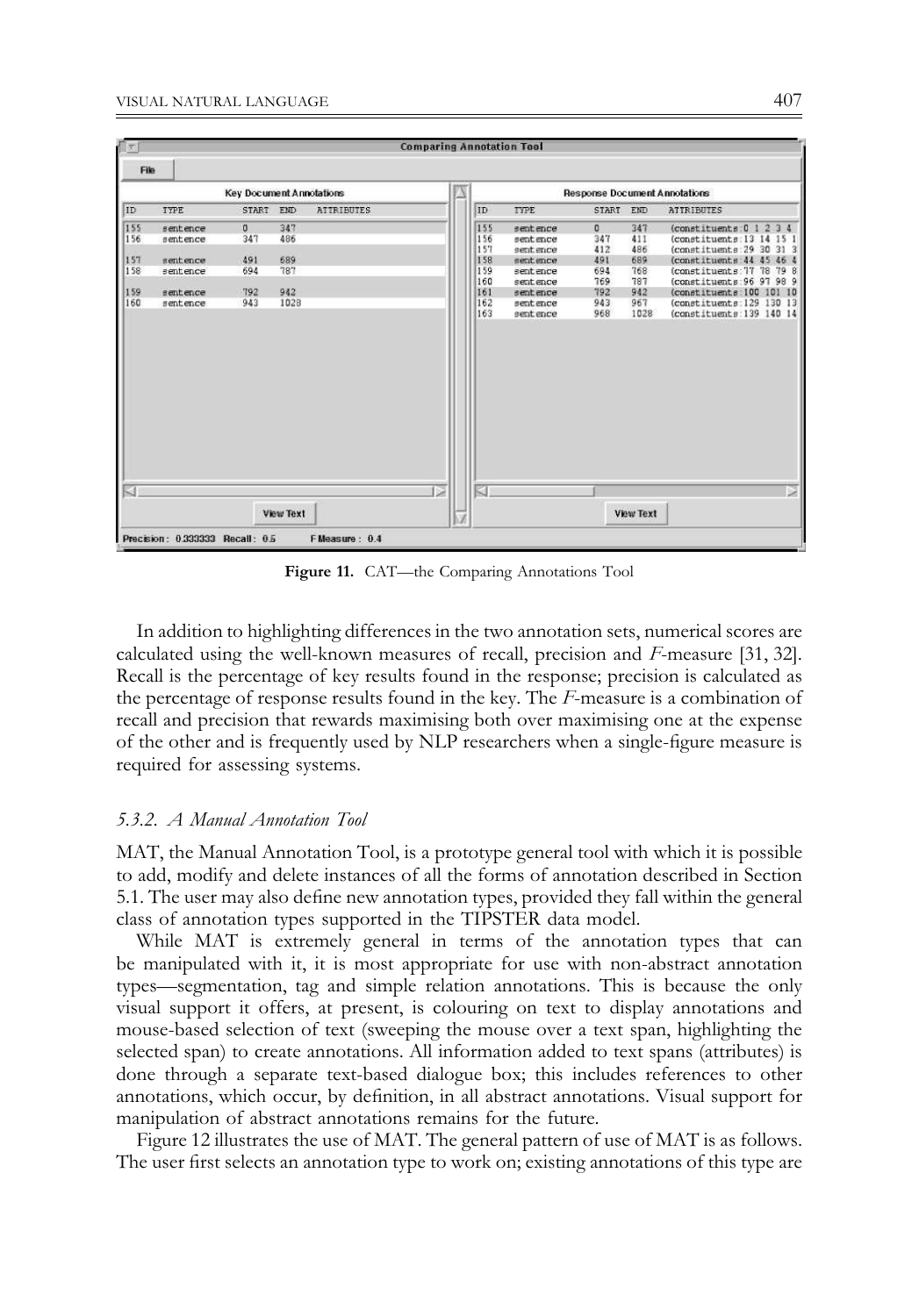**Figure 11.** CAT—the Comparing Annotations Tool

In addition to highlighting differences in the two annotation sets, numerical scores are calculated using the well-known measures of recall, precision and *F*-measure [31, 32]. Recall is the percentage of key results found in the response; precision is calculated as the percentage of response results found in the key. The *F*-measure is a combination of recall and precision that rewards maximising both over maximising one at the expense of the other and is frequently used by NLP researchers when a single-figure measure is required for assessing systems.

### *5.3.2. A Manual Annotation Tool*

MAT, the Manual Annotation Tool, is a prototype general tool with which it is possible to add, modify and delete instances of all the forms of annotation described in Section 5.1. The user may also define new annotation types, provided they fall within the general class of annotation types supported in the TIPSTER data model.

While MAT is extremely general in terms of the annotation types that can be manipulated with it, it is most appropriate for use with non-abstract annotation types—segmentation, tag and simple relation annotations. This is because the only visual support it offers, at present, is colouring on text to display annotations and mouse-based selection of text (sweeping the mouse over a text span, highlighting the selected span) to create annotations. All information added to text spans (attributes) is done through a separate text-based dialogue box; this includes references to other annotations, which occur, by definition, in all abstract annotations. Visual support for manipulation of abstract annotations remains for the future.

Figure 12 illustrates the use of MAT. The general pattern of use of MAT is as follows. The user first selects an annotation type to work on; existing annotations of this type are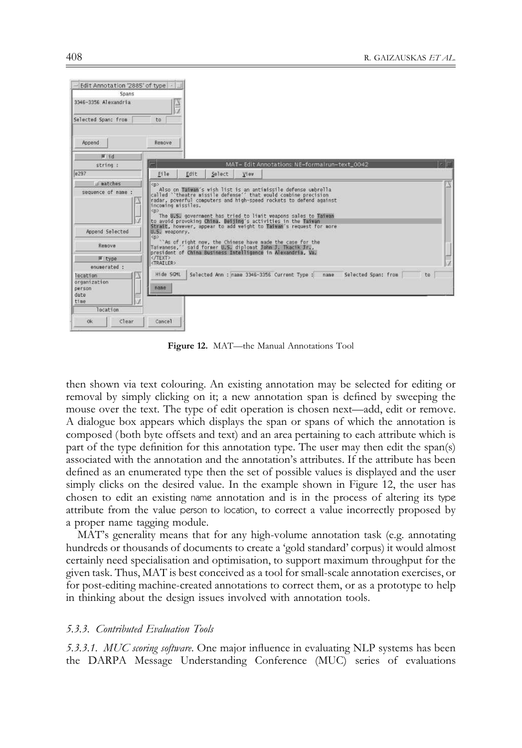**Figure 12.** MAT—the Manual Annotations Tool

then shown via text colouring. An existing annotation may be selected for editing or removal by simply clicking on it; a new annotation span is defined by sweeping the mouse over the text. The type of edit operation is chosen next—add, edit or remove. A dialogue box appears which displays the span or spans of which the annotation is composed (both byte offsets and text) and an area pertaining to each attribute which is part of the type definition for this annotation type. The user may then edit the span(s) associated with the annotation and the annotation's attributes. If the attribute has been defined as an enumerated type then the set of possible values is displayed and the user simply clicks on the desired value. In the example shown in Figure 12, the user has chosen to edit an existing name annotation and is in the process of altering its type attribute from the value person to location, to correct a value incorrectly proposed by a proper name tagging module.

MAT's generality means that for any high-volume annotation task (e.g. annotating hundreds or thousands of documents to create a 'gold standard' corpus) it would almost certainly need specialisation and optimisation, to support maximum throughput for the given task. Thus, MAT is best conceived as a tool for small-scale annotation exercises, or for post-editing machine-created annotations to correct them, or as a prototype to help in thinking about the design issues involved with annotation tools.

#### *5.3.3. Contributed Evaluation Tools*

*5.3.3.1. MUC scoring software.* One major influence in evaluating NLP systems has been the DARPA Message Understanding Conference (MUC) series of evaluations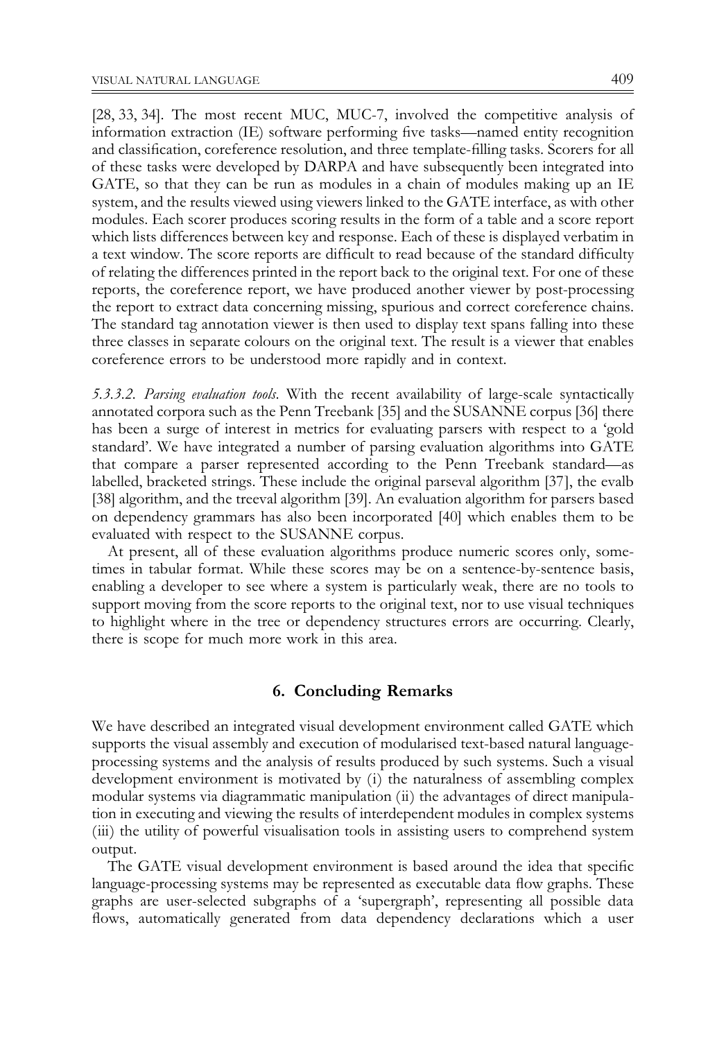[28, 33, 34]. The most recent MUC, MUC-7, involved the competitive analysis of information extraction (IE) software performing five tasks—named entity recognition and classification, coreference resolution, and three template-filling tasks. Scorers for all of these tasks were developed by DARPA and have subsequently been integrated into GATE, so that they can be run as modules in a chain of modules making up an IE system, and the results viewed using viewers linked to the GATE interface, as with other modules. Each scorer produces scoring results in the form of a table and a score report which lists differences between key and response. Each of these is displayed verbatim in a text window. The score reports are difficult to read because of the standard difficulty of relating the differences printed in the report back to the original text. For one of these reports, the coreference report, we have produced another viewer by post-processing the report to extract data concerning missing, spurious and correct coreference chains. The standard tag annotation viewer is then used to display text spans falling into these three classes in separate colours on the original text. The result is a viewer that enables coreference errors to be understood more rapidly and in context.

*5.3.3.2. Parsing evaluation tools.* With the recent availability of large-scale syntactically annotated corpora such as the Penn Treebank [35] and the SUSANNE corpus [36] there has been a surge of interest in metrics for evaluating parsers with respect to a 'gold standard'. We have integrated a number of parsing evaluation algorithms into GATE that compare a parser represented according to the Penn Treebank standard—as labelled, bracketed strings. These include the original parseval algorithm [37], the evalb [38] algorithm, and the treeval algorithm [39]. An evaluation algorithm for parsers based on dependency grammars has also been incorporated [40] which enables them to be evaluated with respect to the SUSANNE corpus.

At present, all of these evaluation algorithms produce numeric scores only, sometimes in tabular format. While these scores may be on a sentence-by-sentence basis, enabling a developer to see where a system is particularly weak, there are no tools to support moving from the score reports to the original text, nor to use visual techniques to highlight where in the tree or dependency structures errors are occurring. Clearly, there is scope for much more work in this area.

## 6. Concluding Remarks

We have described an integrated visual development environment called GATE which supports the visual assembly and execution of modularised text-based natural language-processing systems and the analysis of results produced by such systems. Such a visual development environment is motivated by (i) the naturalness of assembling complex modular systems via diagrammatic manipulation (ii) the advantages of direct manipulation in executing and viewing the results of interdependent modules in complex systems (iii) the utility of powerful visualisation tools in assisting users to comprehend system output.

The GATE visual development environment is based around the idea that specific language-processing systems may be represented as executable data flow graphs. These graphs are user-selected subgraphs of a 'supergraph', representing all possible data flows, automatically generated from data dependency declarations which a user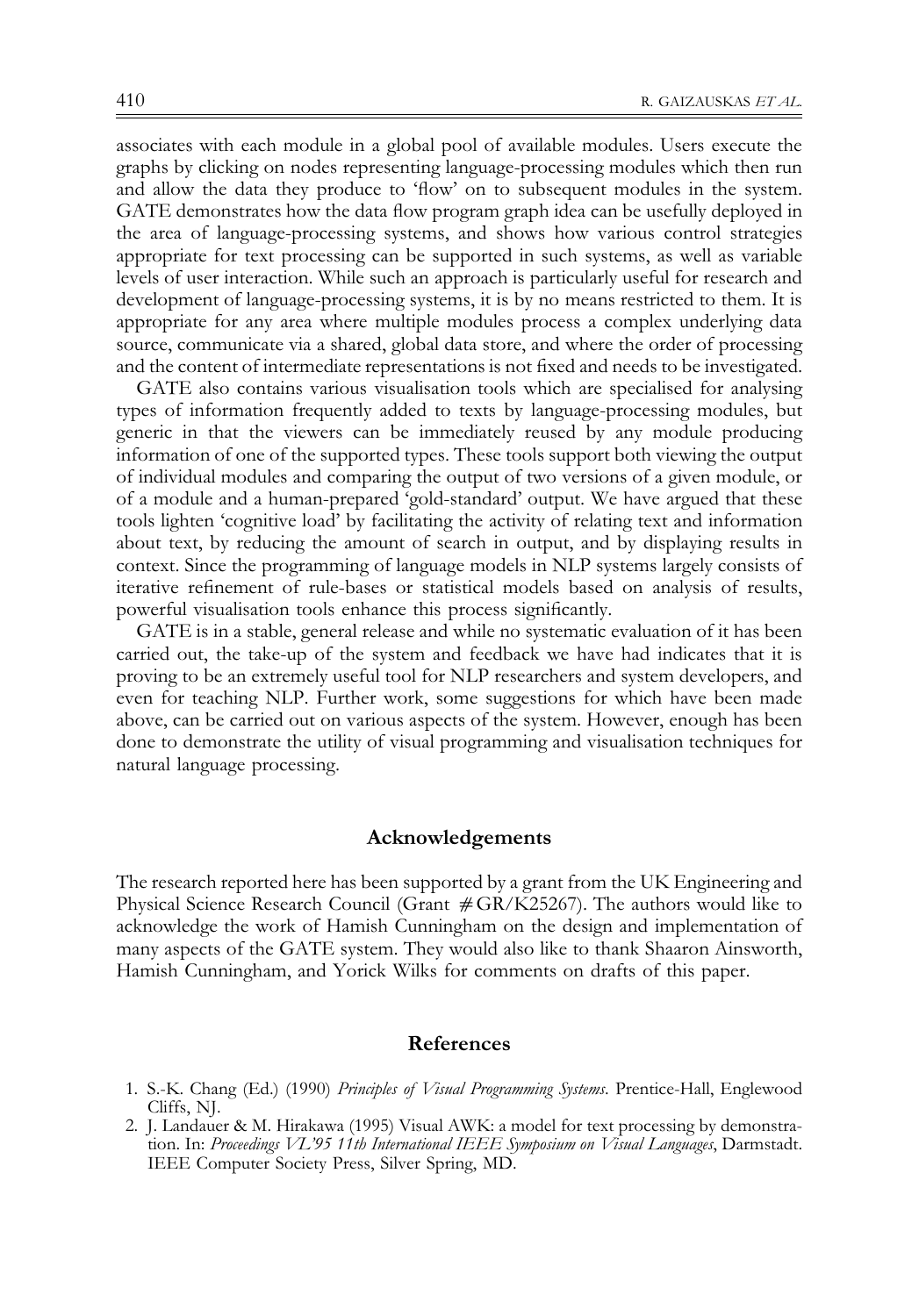associates with each module in a global pool of available modules. Users execute the graphs by clicking on nodes representing language-processing modules which then run and allow the data they produce to 'flow' on to subsequent modules in the system. GATE demonstrates how the data flow program graph idea can be usefully deployed in the area of language-processing systems, and shows how various control strategies appropriate for text processing can be supported in such systems, as well as variable levels of user interaction. While such an approach is particularly useful for research and development of language-processing systems, it is by no means restricted to them. It is appropriate for any area where multiple modules process a complex underlying data source, communicate via a shared, global data store, and where the order of processing and the content of intermediate representations is not fixed and needs to be investigated.

GATE also contains various visualisation tools which are specialised for analysing types of information frequently added to texts by language-processing modules, but generic in that the viewers can be immediately reused by any module producing information of one of the supported types. These tools support both viewing the output of individual modules and comparing the output of two versions of a given module, or of a module and a human-prepared 'gold-standard' output. We have argued that these tools lighten 'cognitive load' by facilitating the activity of relating text and information about text, by reducing the amount of search in output, and by displaying results in context. Since the programming of language models in NLP systems largely consists of iterative refinement of rule-bases or statistical models based on analysis of results, powerful visualisation tools enhance this process significantly.

GATE is in a stable, general release and while no systematic evaluation of it has been carried out, the take-up of the system and feedback we have had indicates that it is proving to be an extremely useful tool for NLP researchers and system developers, and even for teaching NLP. Further work, some suggestions for which have been made above, can be carried out on various aspects of the system. However, enough has been done to demonstrate the utility of visual programming and visualisation techniques for natural language processing.

## Acknowledgements

The research reported here has been supported by a grant from the UK Engineering and Physical Science Research Council (Grant #GR/K25267). The authors would like to acknowledge the work of Hamish Cunningham on the design and implementation of many aspects of the GATE system. They would also like to thank Shaaron Ainsworth, Hamish Cunningham, and Yorick Wilks for comments on drafts of this paper.

## References

1. S.-K. Chang (Ed.) (1990) *Principles of Visual Programming Systems*. Prentice-Hall, Englewood Cliffs, NJ.
2. J. Landauer & M. Hirakawa (1995) Visual AWK: a model for text processing by demonstration. In: *Proceedings VL'95 11th International IEEE Symposium on Visual Languages*, Darmstadt. IEEE Computer Society Press, Silver Spring, MD.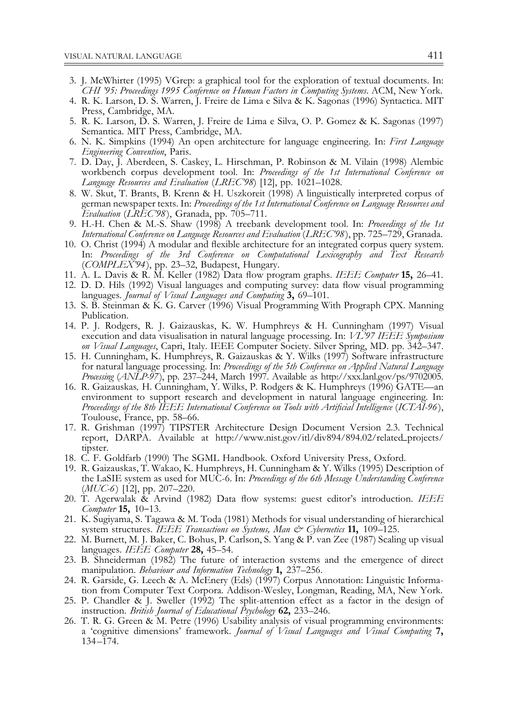3. J. McWhirter (1995) VGrep: a graphical tool for the exploration of textual documents. In: *CHI '95: Proceedings 1995 Conference on Human Factors in Computing Systems*. ACM, New York.
4. R. K. Larson, D. S. Warren, J. Freire de Lima e Silva & K. Sagonas (1996) Syntactica. MIT Press, Cambridge, MA.
5. R. K. Larson, D. S. Warren, J. Freire de Lima e Silva, O. P. Gomez & K. Sagonas (1997) Semantica. MIT Press, Cambridge, MA.
6. N. K. Simpkins (1994) An open architecture for language engineering. In: *First Language Engineering Convention*, Paris.
7. D. Day, J. Aberdeen, S. Caskey, L. Hirschman, P. Robinson & M. Vilain (1998) Alembic workbench corpus development tool. In: *Proceedings of the 1st International Conference on Language Resources and Evaluation* (*LREC'98*) [12], pp. 1021–1028.
8. W. Skut, T. Brants, B. Krenn & H. Uszkoreit (1998) A linguistically interpreted corpus of german newspaper texts. In: *Proceedings of the 1st International Conference on Language Resources and Evaluation* (*LREC'98*), Granada, pp. 705–711.
9. H.-H. Chen & M.-S. Shaw (1998) A treebank development tool. In: *Proceedings of the 1st International Conference on Language Resources and Evaluation* (*LREC'98*), pp. 725–729, Granada.
10. O. Christ (1994) A modular and flexible architecture for an integrated corpus query system. In: *Proceedings of the 3rd Conference on Computational Lexicography and Text Research* (*COMPLEX'94*), pp. 23–32, Budapest, Hungary.
11. A. L. Davis & R. M. Keller (1982) Data flow program graphs. *IEEE Computer* **15,** 26–41.
12. D. D. Hils (1992) Visual languages and computing survey: data flow visual programming languages. *Journal of Visual Languages and Computing* **3,** 69–101.
13. S. B. Steinman & K. G. Carver (1996) Visual Programming With Prograph CPX. Manning Publication.
14. P. J. Rodgers, R. J. Gaizauskas, K. W. Humphreys & H. Cunningham (1997) Visual execution and data visualisation in natural language processing. In: *VL'97 IEEE Symposium on Visual Languages*, Capri, Italy. IEEE Computer Society. Silver Spring, MD. pp. 342–347.
15. H. Cunningham, K. Humphreys, R. Gaizauskas & Y. Wilks (1997) Software infrastructure for natural language processing. In: *Proceedings of the 5th Conference on Applied Natural Language Processing* (*ANLP-97*), pp. 237–244, March 1997. Available as http://xxx.lanl.gov/ps/9702005.
16. R. Gaizauskas, H. Cunningham, Y. Wilks, P. Rodgers & K. Humphreys (1996) GATE—an environment to support research and development in natural language engineering. In: *Proceedings of the 8th IEEE International Conference on Tools with Artificial Intelligence* (*ICTAI-96*), Toulouse, France, pp. 58–66.
17. R. Grishman (1997) TIPSTER Architecture Design Document Version 2.3. Technical report, DARPA. Available at http://www.nist.gov/itl/div894/894.02/related_projects/tipster.
18. C. F. Goldfarb (1990) The SGML Handbook. Oxford University Press, Oxford.
19. R. Gaizauskas, T. Wakao, K. Humphreys, H. Cunningham & Y. Wilks (1995) Description of the LaSIE system as used for MUC-6. In: *Proceedings of the 6th Message Understanding Conference* (*MUC-6*) [12], pp. 207–220.
20. T. Agerwalak & Arvind (1982) Data flow systems: guest editor's introduction. *IEEE Computer* **15,** 10–13.
21. K. Sugiyama, S. Tagawa & M. Toda (1981) Methods for visual understanding of hierarchical system structures. *IEEE Transactions on Systems, Man & Cybernetics* **11,** 109–125.
22. M. Burnett, M. J. Baker, C. Bohus, P. Carlson, S. Yang & P. van Zee (1987) Scaling up visual languages. *IEEE Computer* **28,** 45–54.
23. B. Shneiderman (1982) The future of interaction systems and the emergence of direct manipulation. *Behaviour and Information Technology* **1,** 237–256.
24. R. Garside, G. Leech & A. McEnery (Eds) (1997) Corpus Annotation: Linguistic Information from Computer Text Corpora. Addison-Wesley, Longman, Reading, MA, New York.
25. P. Chandler & J. Sweller (1992) The split-attention effect as a factor in the design of instruction. *British Journal of Educational Psychology* **62,** 233–246.
26. T. R. G. Green & M. Petre (1996) Usability analysis of visual programming environments: a 'cognitive dimensions' framework. *Journal of Visual Languages and Visual Computing* **7,** 134–174.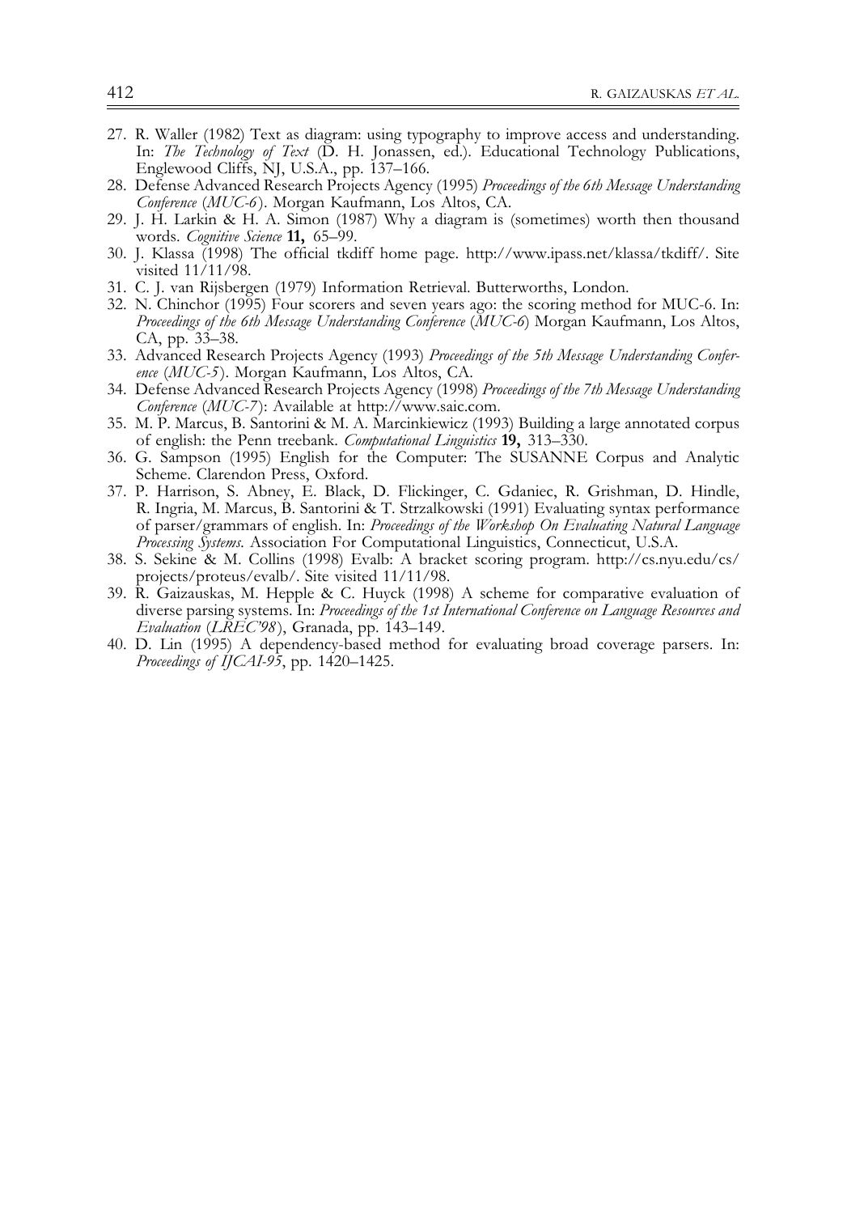27. R. Waller (1982) Text as diagram: using typography to improve access and understanding. In: *The Technology of Text* (D. H. Jonassen, ed.). Educational Technology Publications, Englewood Cliffs, NJ, U.S.A., pp. 137–166.
28. Defense Advanced Research Projects Agency (1995) *Proceedings of the 6th Message Understanding Conference* (*MUC-6*). Morgan Kaufmann, Los Altos, CA.
29. J. H. Larkin & H. A. Simon (1987) Why a diagram is (sometimes) worth then thousand words. *Cognitive Science* **11,** 65–99.
30. J. Klassa (1998) The official tkdiff home page. http://www.ipass.net/klassa/tkdiff/. Site visited 11/11/98.
31. C. J. van Rijsbergen (1979) Information Retrieval. Butterworths, London.
32. N. Chinchor (1995) Four scorers and seven years ago: the scoring method for MUC-6. In: *Proceedings of the 6th Message Understanding Conference* (*MUC-6*) Morgan Kaufmann, Los Altos, CA, pp. 33–38.
33. Advanced Research Projects Agency (1993) *Proceedings of the 5th Message Understanding Conference* (*MUC-5*). Morgan Kaufmann, Los Altos, CA.
34. Defense Advanced Research Projects Agency (1998) *Proceedings of the 7th Message Understanding Conference* (*MUC-7*): Available at http://www.saic.com.
35. M. P. Marcus, B. Santorini & M. A. Marcinkiewicz (1993) Building a large annotated corpus of english: the Penn treebank. *Computational Linguistics* **19,** 313–330.
36. G. Sampson (1995) English for the Computer: The SUSANNE Corpus and Analytic Scheme. Clarendon Press, Oxford.
37. P. Harrison, S. Abney, E. Black, D. Flickinger, C. Gdaniec, R. Grishman, D. Hindle, R. Ingria, M. Marcus, B. Santorini & T. Strzalkowski (1991) Evaluating syntax performance of parser/grammars of english. In: *Proceedings of the Workshop On Evaluating Natural Language Processing Systems.* Association For Computational Linguistics, Connecticut, U.S.A.
38. S. Sekine & M. Collins (1998) Evalb: A bracket scoring program. http://cs.nyu.edu/cs/projects/proteus/evalb/. Site visited 11/11/98.
39. R. Gaizauskas, M. Hepple & C. Huyck (1998) A scheme for comparative evaluation of diverse parsing systems. In: *Proceedings of the 1st International Conference on Language Resources and Evaluation* (*LREC'98*), Granada, pp. 143–149.
40. D. Lin (1995) A dependency-based method for evaluating broad coverage parsers. In: *Proceedings of IJCAI-95*, pp. 1420–1425.